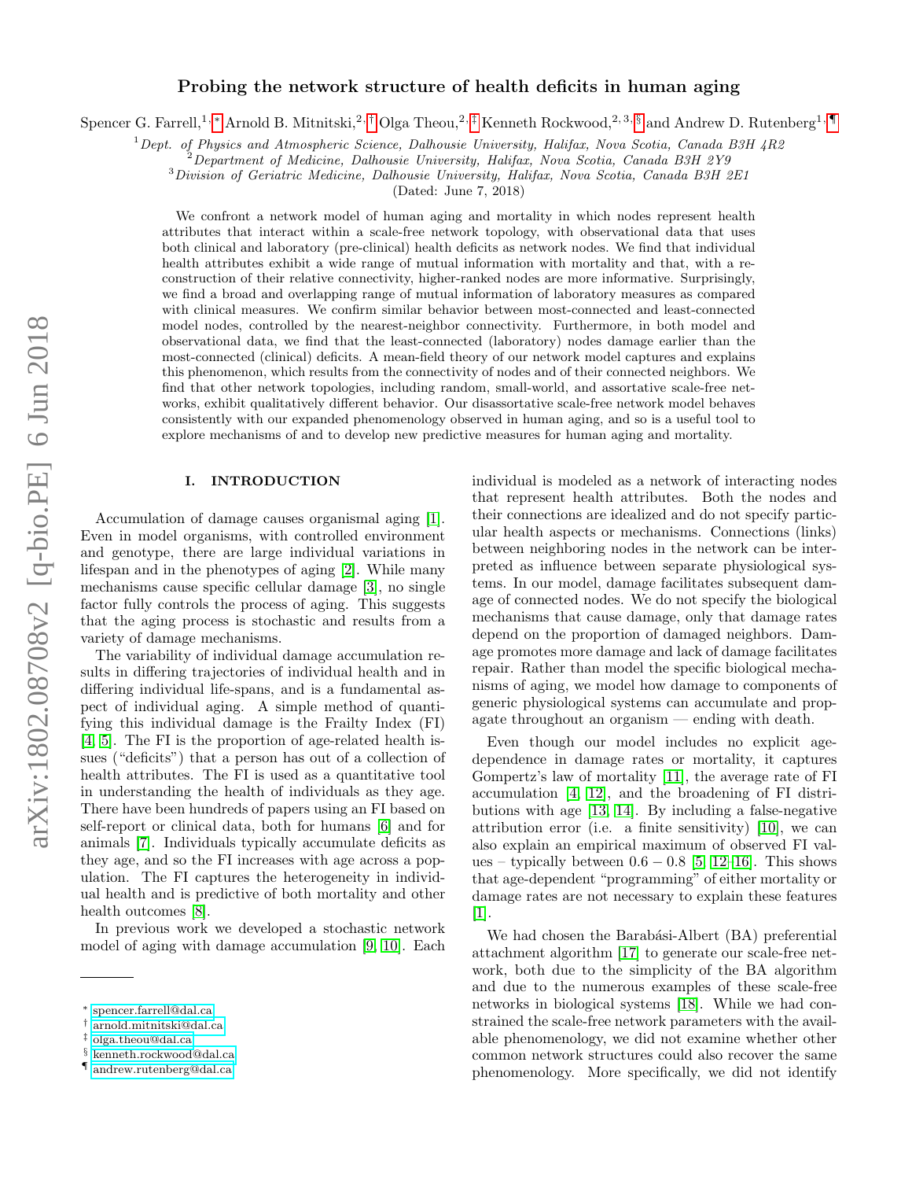# Probing the network structure of health deficits in human aging

Spencer G. Farrell,[1,*] Arnold B. Mitnitski,[2,†] Olga Theou,[2,‡] Kenneth Rockwood,[2,3,§] and Andrew D. Rutenberg[1,¶]

[1] *Dept. of Physics and Atmospheric Science, Dalhousie University, Halifax, Nova Scotia, Canada B3H 4R2*
[2] *Department of Medicine, Dalhousie University, Halifax, Nova Scotia, Canada B3H 2Y9*
[3] *Division of Geriatric Medicine, Dalhousie University, Halifax, Nova Scotia, Canada B3H 2E1*

(Dated: June 7, 2018)

We confront a network model of human aging and mortality in which nodes represent health attributes that interact within a scale-free network topology, with observational data that uses both clinical and laboratory (pre-clinical) health deficits as network nodes. We find that individual health attributes exhibit a wide range of mutual information with mortality and that, with a reconstruction of their relative connectivity, higher-ranked nodes are more informative. Surprisingly, we find a broad and overlapping range of mutual information of laboratory measures as compared with clinical measures. We confirm similar behavior between most-connected and least-connected model nodes, controlled by the nearest-neighbor connectivity. Furthermore, in both model and observational data, we find that the least-connected (laboratory) nodes damage earlier than the most-connected (clinical) deficits. A mean-field theory of our network model captures and explains this phenomenon, which results from the connectivity of nodes and of their connected neighbors. We find that other network topologies, including random, small-world, and assortative scale-free networks, exhibit qualitatively different behavior. Our disassortative scale-free network model behaves consistently with our expanded phenomenology observed in human aging, and so is a useful tool to explore mechanisms of and to develop new predictive measures for human aging and mortality.

## I. INTRODUCTION

Accumulation of damage causes organismal aging [1]. Even in model organisms, with controlled environment and genotype, there are large individual variations in lifespan and in the phenotypes of aging [2]. While many mechanisms cause specific cellular damage [3], no single factor fully controls the process of aging. This suggests that the aging process is stochastic and results from a variety of damage mechanisms.

The variability of individual damage accumulation results in differing trajectories of individual health and in differing individual life-spans, and is a fundamental aspect of individual aging. A simple method of quantifying this individual damage is the Frailty Index (FI) [4, 5]. The FI is the proportion of age-related health issues ("deficits") that a person has out of a collection of health attributes. The FI is used as a quantitative tool in understanding the health of individuals as they age. There have been hundreds of papers using an FI based on self-report or clinical data, both for humans [6] and for animals [7]. Individuals typically accumulate deficits as they age, and so the FI increases with age across a population. The FI captures the heterogeneity in individual health and is predictive of both mortality and other health outcomes [8].

In previous work we developed a stochastic network model of aging with damage accumulation [9, 10]. Each individual is modeled as a network of interacting nodes that represent health attributes. Both the nodes and their connections are idealized and do not specify particular health aspects or mechanisms. Connections (links) between neighboring nodes in the network can be interpreted as influence between separate physiological systems. In our model, damage facilitates subsequent damage of connected nodes. We do not specify the biological mechanisms that cause damage, only that damage rates depend on the proportion of damaged neighbors. Damage promotes more damage and lack of damage facilitates repair. Rather than model the specific biological mechanisms of aging, we model how damage to components of generic physiological systems can accumulate and propagate throughout an organism — ending with death.

Even though our model includes no explicit age-dependence in damage rates or mortality, it captures Gompertz's law of mortality [11], the average rate of FI accumulation [4, 12], and the broadening of FI distributions with age [13, 14]. By including a false-negative attribution error (i.e. a finite sensitivity) [10], we can also explain an empirical maximum of observed FI values – typically between 0.6 − 0.8 [5, 12–16]. This shows that age-dependent "programming" of either mortality or damage rates are not necessary to explain these features [1].

We had chosen the Barabási-Albert (BA) preferential attachment algorithm [17] to generate our scale-free network, both due to the simplicity of the BA algorithm and due to the numerous examples of these scale-free networks in biological systems [18]. While we had constrained the scale-free network parameters with the available phenomenology, we did not examine whether other common network structures could also recover the same phenomenology. More specifically, we did not identify

---

* spencer.farrell@dal.ca
† arnold.mitnitski@dal.ca
‡ olga.theou@dal.ca
§ kenneth.rockwood@dal.ca
¶ andrew.rutenberg@dal.ca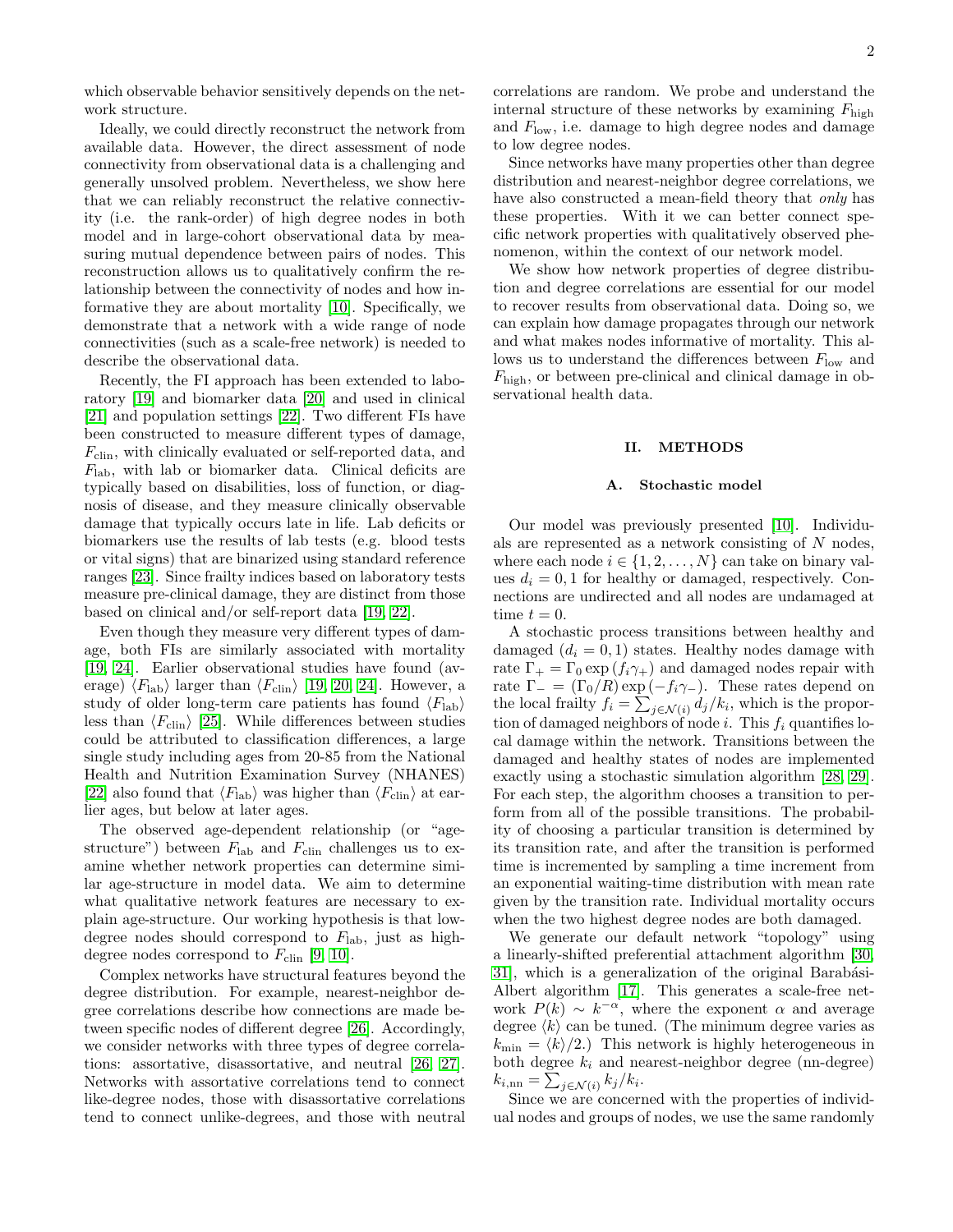which observable behavior sensitively depends on the network structure.

Ideally, we could directly reconstruct the network from available data. However, the direct assessment of node connectivity from observational data is a challenging and generally unsolved problem. Nevertheless, we show here that we can reliably reconstruct the relative connectivity (i.e. the rank-order) of high degree nodes in both model and in large-cohort observational data by measuring mutual dependence between pairs of nodes. This reconstruction allows us to qualitatively confirm the relationship between the connectivity of nodes and how informative they are about mortality [10]. Specifically, we demonstrate that a network with a wide range of node connectivities (such as a scale-free network) is needed to describe the observational data.

Recently, the FI approach has been extended to laboratory [19] and biomarker data [20] and used in clinical [21] and population settings [22]. Two different FIs have been constructed to measure different types of damage, $F_{\text{clin}}$, with clinically evaluated or self-reported data, and $F_{\text{lab}}$, with lab or biomarker data. Clinical deficits are typically based on disabilities, loss of function, or diagnosis of disease, and they measure clinically observable damage that typically occurs late in life. Lab deficits or biomarkers use the results of lab tests (e.g. blood tests or vital signs) that are binarized using standard reference ranges [23]. Since frailty indices based on laboratory tests measure pre-clinical damage, they are distinct from those based on clinical and/or self-report data [19, 22].

Even though they measure very different types of damage, both FIs are similarly associated with mortality [19, 24]. Earlier observational studies have found (average) $\langle F_{\text{lab}} \rangle$ larger than $\langle F_{\text{clin}} \rangle$ [19, 20, 24]. However, a study of older long-term care patients has found $\langle F_{\text{lab}} \rangle$ less than $\langle F_{\text{clin}} \rangle$ [25]. While differences between studies could be attributed to classification differences, a large single study including ages from 20-85 from the National Health and Nutrition Examination Survey (NHANES) [22] also found that $\langle F_{\text{lab}} \rangle$ was higher than $\langle F_{\text{clin}} \rangle$ at earlier ages, but below at later ages.

The observed age-dependent relationship (or "age-structure") between $F_{\text{lab}}$ and $F_{\text{clin}}$ challenges us to examine whether network properties can determine similar age-structure in model data. We aim to determine what qualitative network features are necessary to explain age-structure. Our working hypothesis is that low-degree nodes should correspond to $F_{\text{lab}}$, just as high-degree nodes correspond to $F_{\text{clin}}$ [9, 10].

Complex networks have structural features beyond the degree distribution. For example, nearest-neighbor degree correlations describe how connections are made between specific nodes of different degree [26]. Accordingly, we consider networks with three types of degree correlations: assortative, disassortative, and neutral [26, 27]. Networks with assortative correlations tend to connect like-degree nodes, those with disassortative correlations tend to connect unlike-degrees, and those with neutral correlations are random. We probe and understand the internal structure of these networks by examining $F_{\text{high}}$ and $F_{\text{low}}$, i.e. damage to high degree nodes and damage to low degree nodes.

Since networks have many properties other than degree distribution and nearest-neighbor degree correlations, we have also constructed a mean-field theory that *only* has these properties. With it we can better connect specific network properties with qualitatively observed phenomenon, within the context of our network model.

We show how network properties of degree distribution and degree correlations are essential for our model to recover results from observational data. Doing so, we can explain how damage propagates through our network and what makes nodes informative of mortality. This allows us to understand the differences between $F_{\text{low}}$ and $F_{\text{high}}$, or between pre-clinical and clinical damage in observational health data.

## II. METHODS

### A. Stochastic model

Our model was previously presented [10]. Individuals are represented as a network consisting of $N$ nodes, where each node $i \in \{1, 2, \ldots, N\}$ can take on binary values $d_i = 0, 1$ for healthy or damaged, respectively. Connections are undirected and all nodes are undamaged at time $t = 0$.

A stochastic process transitions between healthy and damaged ($d_i = 0, 1$) states. Healthy nodes damage with rate $\Gamma_+ = \Gamma_0 \exp(f_i \gamma_+)$ and damaged nodes repair with rate $\Gamma_- = (\Gamma_0/R) \exp(-f_i \gamma_-)$. These rates depend on the local frailty $f_i = \sum_{j \in \mathcal{N}(i)} d_j / k_i$, which is the proportion of damaged neighbors of node $i$. This $f_i$ quantifies local damage within the network. Transitions between the damaged and healthy states of nodes are implemented exactly using a stochastic simulation algorithm [28, 29]. For each step, the algorithm chooses a transition to perform from all of the possible transitions. The probability of choosing a particular transition is determined by its transition rate, and after the transition is performed time is incremented by sampling a time increment from an exponential waiting-time distribution with mean rate given by the transition rate. Individual mortality occurs when the two highest degree nodes are both damaged.

We generate our default network "topology" using a linearly-shifted preferential attachment algorithm [30, 31], which is a generalization of the original Barabási-Albert algorithm [17]. This generates a scale-free network $P(k) \sim k^{-\alpha}$, where the exponent $\alpha$ and average degree $\langle k \rangle$ can be tuned. (The minimum degree varies as $k_{\text{min}} = \langle k \rangle / 2$.) This network is highly heterogeneous in both degree $k_i$ and nearest-neighbor degree (nn-degree) $k_{i,\text{nn}} = \sum_{j \in \mathcal{N}(i)} k_j / k_i$.

Since we are concerned with the properties of individual nodes and groups of nodes, we use the same randomly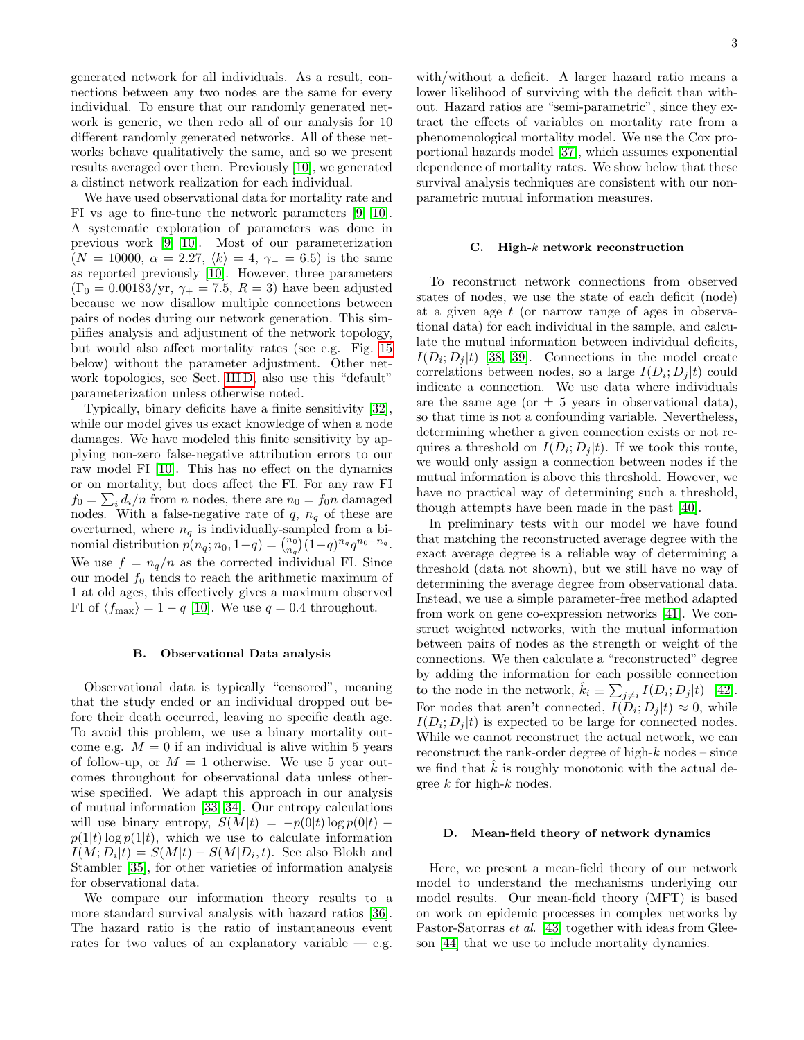generated network for all individuals. As a result, connections between any two nodes are the same for every individual. To ensure that our randomly generated network is generic, we then redo all of our analysis for 10 different randomly generated networks. All of these networks behave qualitatively the same, and so we present results averaged over them. Previously [10], we generated a distinct network realization for each individual.

We have used observational data for mortality rate and FI vs age to fine-tune the network parameters [9, 10]. A systematic exploration of parameters was done in previous work [9, 10]. Most of our parameterization ($N = 10000$, $\alpha = 2.27$, $\langle k \rangle = 4$, $\gamma_- = 6.5$) is the same as reported previously [10]. However, three parameters ($\Gamma_0 = 0.00183$/yr, $\gamma_+ = 7.5$, $R = 3$) have been adjusted because we now disallow multiple connections between pairs of nodes during our network generation. This simplifies analysis and adjustment of the network topology, but would also affect mortality rates (see e.g. Fig. 15 below) without the parameter adjustment. Other network topologies, see Sect. III D, also use this "default" parameterization unless otherwise noted.

Typically, binary deficits have a finite sensitivity [32], while our model gives us exact knowledge of when a node damages. We have modeled this finite sensitivity by applying non-zero false-negative attribution errors to our raw model FI [10]. This has no effect on the dynamics or on mortality, but does affect the FI. For any raw FI $f_0 = \sum_i d_i/n$ from $n$ nodes, there are $n_0 = f_0 n$ damaged nodes. With a false-negative rate of $q$, $n_q$ of these are overturned, where $n_q$ is individually-sampled from a binomial distribution $p(n_q; n_0, 1-q) = \binom{n_0}{n_q}(1-q)^{n_q} q^{n_0 - n_q}$. We use $f = n_q/n$ as the corrected individual FI. Since our model $f_0$ tends to reach the arithmetic maximum of 1 at old ages, this effectively gives a maximum observed FI of $\langle f_{\max} \rangle = 1 - q$ [10]. We use $q = 0.4$ throughout.

### B. Observational Data analysis

Observational data is typically "censored", meaning that the study ended or an individual dropped out before their death occurred, leaving no specific death age. To avoid this problem, we use a binary mortality outcome e.g. $M = 0$ if an individual is alive within 5 years of follow-up, or $M = 1$ otherwise. We use 5 year outcomes throughout for observational data unless otherwise specified. We adapt this approach in our analysis of mutual information [33, 34]. Our entropy calculations will use binary entropy, $S(M|t) = -p(0|t)\log p(0|t) - p(1|t)\log p(1|t)$, which we use to calculate information $I(M; D_i|t) = S(M|t) - S(M|D_i, t)$. See also Blokh and Stambler [35], for other varieties of information analysis for observational data.

We compare our information theory results to a more standard survival analysis with hazard ratios [36]. The hazard ratio is the ratio of instantaneous event rates for two values of an explanatory variable — e.g. with/without a deficit. A larger hazard ratio means a lower likelihood of surviving with the deficit than without. Hazard ratios are "semi-parametric", since they extract the effects of variables on mortality rate from a phenomenological mortality model. We use the Cox proportional hazards model [37], which assumes exponential dependence of mortality rates. We show below that these survival analysis techniques are consistent with our non-parametric mutual information measures.

### C. High-$k$ network reconstruction

To reconstruct network connections from observed states of nodes, we use the state of each deficit (node) at a given age $t$ (or narrow range of ages in observational data) for each individual in the sample, and calculate the mutual information between individual deficits, $I(D_i; D_j|t)$ [38, 39]. Connections in the model create correlations between nodes, so a large $I(D_i; D_j|t)$ could indicate a connection. We use data where individuals are the same age (or $\pm$ 5 years in observational data), so that time is not a confounding variable. Nevertheless, determining whether a given connection exists or not requires a threshold on $I(D_i; D_j|t)$. If we took this route, we would only assign a connection between nodes if the mutual information is above this threshold. However, we have no practical way of determining such a threshold, though attempts have been made in the past [40].

In preliminary tests with our model we have found that matching the reconstructed average degree with the exact average degree is a reliable way of determining a threshold (data not shown), but we still have no way of determining the average degree from observational data. Instead, we use a simple parameter-free method adapted from work on gene co-expression networks [41]. We construct weighted networks, with the mutual information between pairs of nodes as the strength or weight of the connections. We then calculate a "reconstructed" degree by adding the information for each possible connection to the node in the network, $\hat{k}_i \equiv \sum_{j \neq i} I(D_i; D_j|t)$ [42]. For nodes that aren't connected, $I(D_i; D_j|t) \approx 0$, while $I(D_i; D_j|t)$ is expected to be large for connected nodes. While we cannot reconstruct the actual network, we can reconstruct the rank-order degree of high-$k$ nodes – since we find that $\hat{k}$ is roughly monotonic with the actual degree $k$ for high-$k$ nodes.

### D. Mean-field theory of network dynamics

Here, we present a mean-field theory of our network model to understand the mechanisms underlying our model results. Our mean-field theory (MFT) is based on work on epidemic processes in complex networks by Pastor-Satorras *et al.* [43] together with ideas from Gleeson [44] that we use to include mortality dynamics.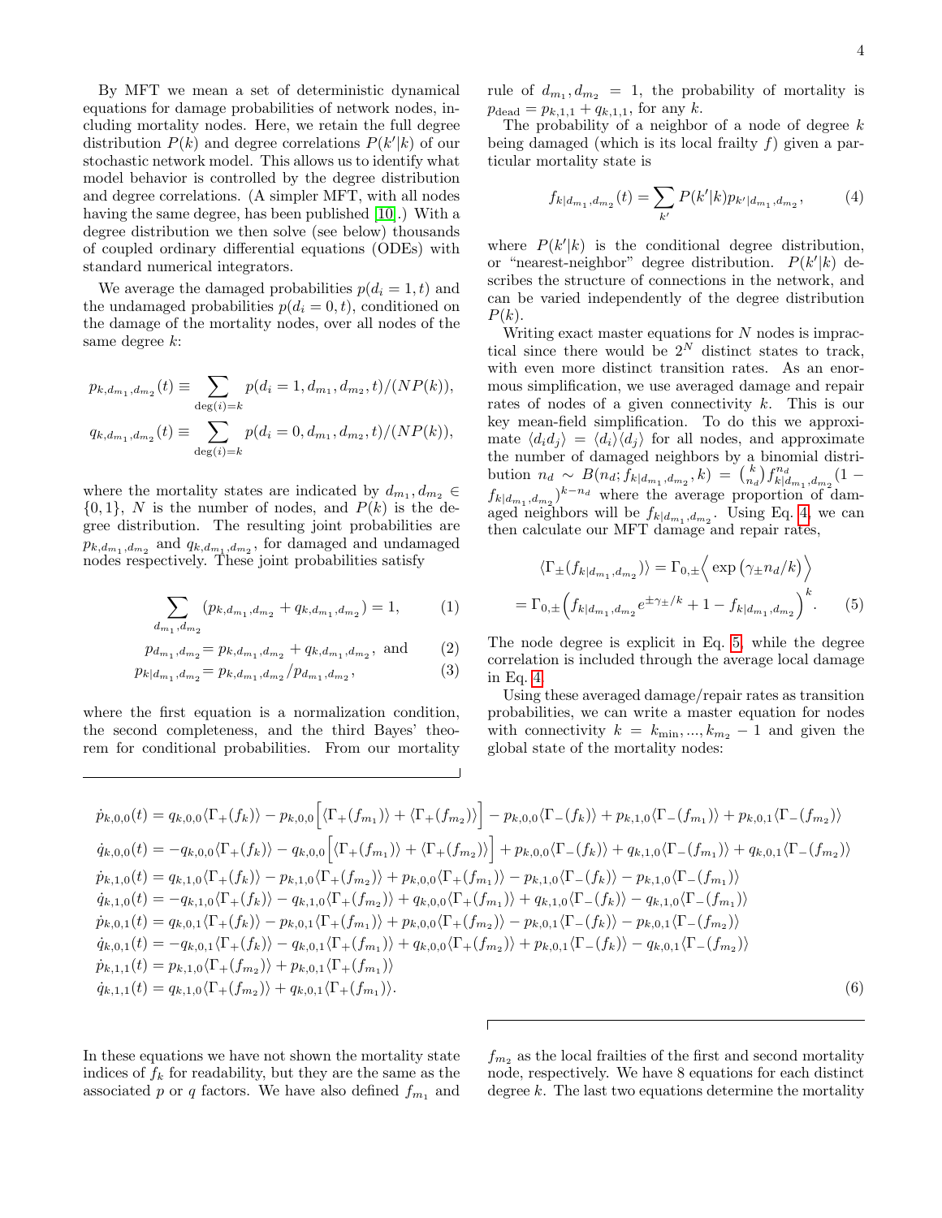By MFT we mean a set of deterministic dynamical equations for damage probabilities of network nodes, including mortality nodes. Here, we retain the full degree distribution $P(k)$ and degree correlations $P(k'|k)$ of our stochastic network model. This allows us to identify what model behavior is controlled by the degree distribution and degree correlations. (A simpler MFT, with all nodes having the same degree, has been published [10].) With a degree distribution we then solve (see below) thousands of coupled ordinary differential equations (ODEs) with standard numerical integrators.

We average the damaged probabilities $p(d_i = 1, t)$ and the undamaged probabilities $p(d_i = 0, t)$, conditioned on the damage of the mortality nodes, over all nodes of the same degree $k$:

$$p_{k,d_{m_1},d_{m_2}}(t) \equiv \sum_{\deg(i)=k} p(d_i = 1, d_{m_1}, d_{m_2}, t)/(NP(k)),$$

$$q_{k,d_{m_1},d_{m_2}}(t) \equiv \sum_{\deg(i)=k} p(d_i = 0, d_{m_1}, d_{m_2}, t)/(NP(k)),$$

where the mortality states are indicated by $d_{m_1}, d_{m_2} \in \{0, 1\}$, $N$ is the number of nodes, and $P(k)$ is the degree distribution. The resulting joint probabilities are $p_{k,d_{m_1},d_{m_2}}$ and $q_{k,d_{m_1},d_{m_2}}$, for damaged and undamaged nodes respectively. These joint probabilities satisfy

$$\sum_{d_{m_1},d_{m_2}} (p_{k,d_{m_1},d_{m_2}} + q_{k,d_{m_1},d_{m_2}}) = 1, \qquad (1)$$

$$p_{d_{m_1},d_{m_2}} = p_{k,d_{m_1},d_{m_2}} + q_{k,d_{m_1},d_{m_2}}, \text{ and} \qquad (2)$$

$$p_{k|d_{m_1},d_{m_2}} = p_{k,d_{m_1},d_{m_2}}/p_{d_{m_1},d_{m_2}}, \qquad (3)$$

where the first equation is a normalization condition, the second completeness, and the third Bayes' theorem for conditional probabilities. From our mortality rule of $d_{m_1}, d_{m_2} = 1$, the probability of mortality is $p_{\text{dead}} = p_{k,1,1} + q_{k,1,1}$, for any $k$.

The probability of a neighbor of a node of degree $k$ being damaged (which is its local frailty $f$) given a particular mortality state is

$$f_{k|d_{m_1},d_{m_2}}(t) = \sum_{k'} P(k'|k) p_{k'|d_{m_1},d_{m_2}}, \qquad (4)$$

where $P(k'|k)$ is the conditional degree distribution, or "nearest-neighbor" degree distribution. $P(k'|k)$ describes the structure of connections in the network, and can be varied independently of the degree distribution $P(k)$.

Writing exact master equations for $N$ nodes is impractical since there would be $2^N$ distinct states to track, with even more distinct transition rates. As an enormous simplification, we use averaged damage and repair rates of nodes of a given connectivity $k$. This is our key mean-field simplification. To do this we approximate $\langle d_i d_j \rangle = \langle d_i \rangle \langle d_j \rangle$ for all nodes, and approximate the number of damaged neighbors by a binomial distribution $n_d \sim B(n_d; f_{k|d_{m_1},d_{m_2}}, k) = \binom{k}{n_d} f_{k|d_{m_1},d_{m_2}}^{n_d} (1 - f_{k|d_{m_1},d_{m_2}})^{k-n_d}$ where the average proportion of damaged neighbors will be $f_{k|d_{m_1},d_{m_2}}$. Using Eq. 4, we can then calculate our MFT damage and repair rates,

$$\langle \Gamma_\pm (f_{k|d_{m_1},d_{m_2}}) \rangle = \Gamma_{0,\pm} \Big\langle \exp\left(\gamma_\pm n_d / k\right) \Big\rangle$$
$$= \Gamma_{0,\pm} \Big( f_{k|d_{m_1},d_{m_2}} e^{\pm\gamma_\pm/k} + 1 - f_{k|d_{m_1},d_{m_2}} \Big)^k. \qquad (5)$$

The node degree is explicit in Eq. 5, while the degree correlation is included through the average local damage in Eq. 4.

Using these averaged damage/repair rates as transition probabilities, we can write a master equation for nodes with connectivity $k = k_{\min}, ..., k_{m_2} - 1$ and given the global state of the mortality nodes:

$$\begin{aligned}
\dot{p}_{k,0,0}(t) &= q_{k,0,0}\langle\Gamma_+(f_k)\rangle - p_{k,0,0}\Big[\langle\Gamma_+(f_{m_1})\rangle + \langle\Gamma_+(f_{m_2})\rangle\Big] - p_{k,0,0}\langle\Gamma_-(f_k)\rangle + p_{k,1,0}\langle\Gamma_-(f_{m_1})\rangle + p_{k,0,1}\langle\Gamma_-(f_{m_2})\rangle \\
\dot{q}_{k,0,0}(t) &= -q_{k,0,0}\langle\Gamma_+(f_k)\rangle - q_{k,0,0}\Big[\langle\Gamma_+(f_{m_1})\rangle + \langle\Gamma_+(f_{m_2})\rangle\Big] + p_{k,0,0}\langle\Gamma_-(f_k)\rangle + q_{k,1,0}\langle\Gamma_-(f_{m_1})\rangle + q_{k,0,1}\langle\Gamma_-(f_{m_2})\rangle \\
\dot{p}_{k,1,0}(t) &= q_{k,1,0}\langle\Gamma_+(f_k)\rangle - p_{k,1,0}\langle\Gamma_+(f_{m_2})\rangle + p_{k,0,0}\langle\Gamma_+(f_{m_1})\rangle - p_{k,1,0}\langle\Gamma_-(f_k)\rangle - p_{k,1,0}\langle\Gamma_-(f_{m_1})\rangle \\
\dot{q}_{k,1,0}(t) &= -q_{k,1,0}\langle\Gamma_+(f_k)\rangle - q_{k,1,0}\langle\Gamma_+(f_{m_2})\rangle + q_{k,0,0}\langle\Gamma_+(f_{m_1})\rangle + q_{k,1,0}\langle\Gamma_-(f_k)\rangle - q_{k,1,0}\langle\Gamma_-(f_{m_1})\rangle \\
\dot{p}_{k,0,1}(t) &= q_{k,0,1}\langle\Gamma_+(f_k)\rangle - p_{k,0,1}\langle\Gamma_+(f_{m_1})\rangle + p_{k,0,0}\langle\Gamma_+(f_{m_2})\rangle - p_{k,0,1}\langle\Gamma_-(f_k)\rangle - p_{k,0,1}\langle\Gamma_-(f_{m_2})\rangle \\
\dot{q}_{k,0,1}(t) &= -q_{k,0,1}\langle\Gamma_+(f_k)\rangle - q_{k,0,1}\langle\Gamma_+(f_{m_1})\rangle + q_{k,0,0}\langle\Gamma_+(f_{m_2})\rangle + p_{k,0,1}\langle\Gamma_-(f_k)\rangle - q_{k,0,1}\langle\Gamma_-(f_{m_2})\rangle \\
\dot{p}_{k,1,1}(t) &= p_{k,1,0}\langle\Gamma_+(f_{m_2})\rangle + p_{k,0,1}\langle\Gamma_+(f_{m_1})\rangle \\
\dot{q}_{k,1,1}(t) &= q_{k,1,0}\langle\Gamma_+(f_{m_2})\rangle + q_{k,0,1}\langle\Gamma_+(f_{m_1})\rangle.
\end{aligned} \qquad (6)$$

In these equations we have not shown the mortality state indices of $f_k$ for readability, but they are the same as the associated $p$ or $q$ factors. We have also defined $f_{m_1}$ and $f_{m_2}$ as the local frailties of the first and second mortality node, respectively. We have 8 equations for each distinct degree $k$. The last two equations determine the mortality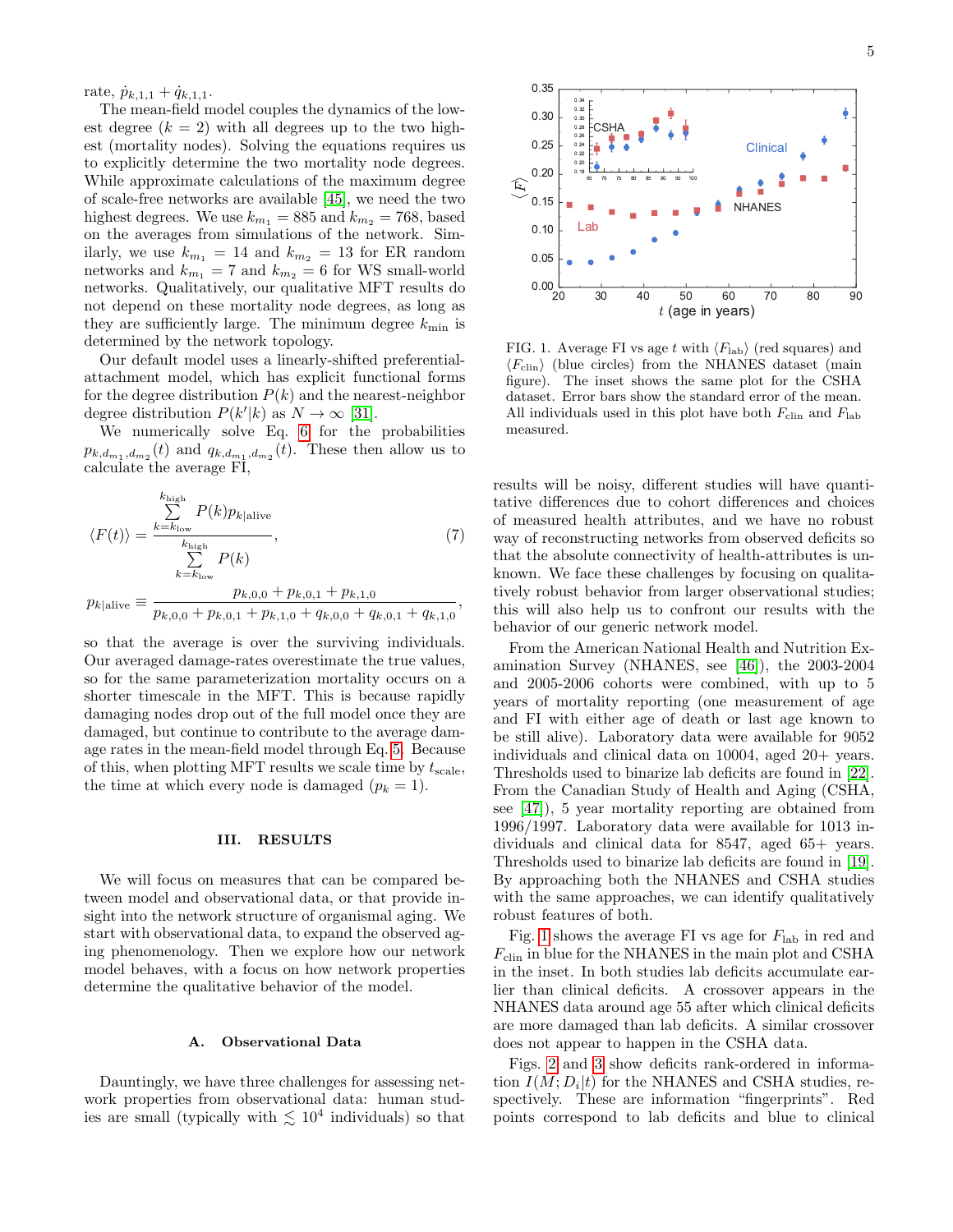rate, $\dot{p}_{k,1,1} + \dot{q}_{k,1,1}$.

The mean-field model couples the dynamics of the lowest degree ($k = 2$) with all degrees up to the two highest (mortality nodes). Solving the equations requires us to explicitly determine the two mortality node degrees. While approximate calculations of the maximum degree of scale-free networks are available [45], we need the two highest degrees. We use $k_{m_1} = 885$ and $k_{m_2} = 768$, based on the averages from simulations of the network. Similarly, we use $k_{m_1} = 14$ and $k_{m_2} = 13$ for ER random networks and $k_{m_1} = 7$ and $k_{m_2} = 6$ for WS small-world networks. Qualitatively, our qualitative MFT results do not depend on these mortality node degrees, as long as they are sufficiently large. The minimum degree $k_{\min}$ is determined by the network topology.

Our default model uses a linearly-shifted preferential-attachment model, which has explicit functional forms for the degree distribution $P(k)$ and the nearest-neighbor degree distribution $P(k'|k)$ as $N \to \infty$ [31].

We numerically solve Eq. 6 for the probabilities $p_{k,d_{m_1},d_{m_2}}(t)$ and $q_{k,d_{m_1},d_{m_2}}(t)$. These then allow us to calculate the average FI,

$$\langle F(t) \rangle = \frac{\sum_{k=k_{\text{low}}}^{k_{\text{high}}} P(k) p_{k|\text{alive}}}{\sum_{k=k_{\text{low}}}^{k_{\text{high}}} P(k)}, \tag{7}$$

$$p_{k|\text{alive}} \equiv \frac{p_{k,0,0} + p_{k,0,1} + p_{k,1,0}}{p_{k,0,0} + p_{k,0,1} + p_{k,1,0} + q_{k,0,0} + q_{k,0,1} + q_{k,1,0}},$$

so that the average is over the surviving individuals. Our averaged damage-rates overestimate the true values, so for the same parameterization mortality occurs on a shorter timescale in the MFT. This is because rapidly damaging nodes drop out of the full model once they are damaged, but continue to contribute to the average damage rates in the mean-field model through Eq. 5. Because of this, when plotting MFT results we scale time by $t_{\text{scale}}$, the time at which every node is damaged ($p_k = 1$).

## III. RESULTS

We will focus on measures that can be compared between model and observational data, or that provide insight into the network structure of organismal aging. We start with observational data, to expand the observed aging phenomenology. Then we explore how our network model behaves, with a focus on how network properties determine the qualitative behavior of the model.

### A. Observational Data

Dauntingly, we have three challenges for assessing network properties from observational data: human studies are small (typically with $\lesssim 10^4$ individuals) so that results will be noisy, different studies will have quantitative differences due to cohort differences and choices of measured health attributes, and we have no robust way of reconstructing networks from observed deficits so that the absolute connectivity of health-attributes is unknown. We face these challenges by focusing on qualitatively robust behavior from larger observational studies; this will also help us to confront our results with the behavior of our generic network model.

FIG. 1. Average FI vs age $t$ with $\langle F_{\text{lab}} \rangle$ (red squares) and $\langle F_{\text{clin}} \rangle$ (blue circles) from the NHANES dataset (main figure). The inset shows the same plot for the CSHA dataset. Error bars show the standard error of the mean. All individuals used in this plot have both $F_{\text{clin}}$ and $F_{\text{lab}}$ measured.

From the American National Health and Nutrition Examination Survey (NHANES, see [46]), the 2003-2004 and 2005-2006 cohorts were combined, with up to 5 years of mortality reporting (one measurement of age and FI with either age of death or last age known to be still alive). Laboratory data were available for 9052 individuals and clinical data on 10004, aged 20+ years. Thresholds used to binarize lab deficits are found in [22]. From the Canadian Study of Health and Aging (CSHA, see [47]), 5 year mortality reporting are obtained from 1996/1997. Laboratory data were available for 1013 individuals and clinical data for 8547, aged 65+ years. Thresholds used to binarize lab deficits are found in [19]. By approaching both the NHANES and CSHA studies with the same approaches, we can identify qualitatively robust features of both.

Fig. 1 shows the average FI vs age for $F_{\text{lab}}$ in red and $F_{\text{clin}}$ in blue for the NHANES in the main plot and CSHA in the inset. In both studies lab deficits accumulate earlier than clinical deficits. A crossover appears in the NHANES data around age 55 after which clinical deficits are more damaged than lab deficits. A similar crossover does not appear to happen in the CSHA data.

Figs. 2 and 3 show deficits rank-ordered in information $I(M; D_i|t)$ for the NHANES and CSHA studies, respectively. These are information "fingerprints". Red points correspond to lab deficits and blue to clinical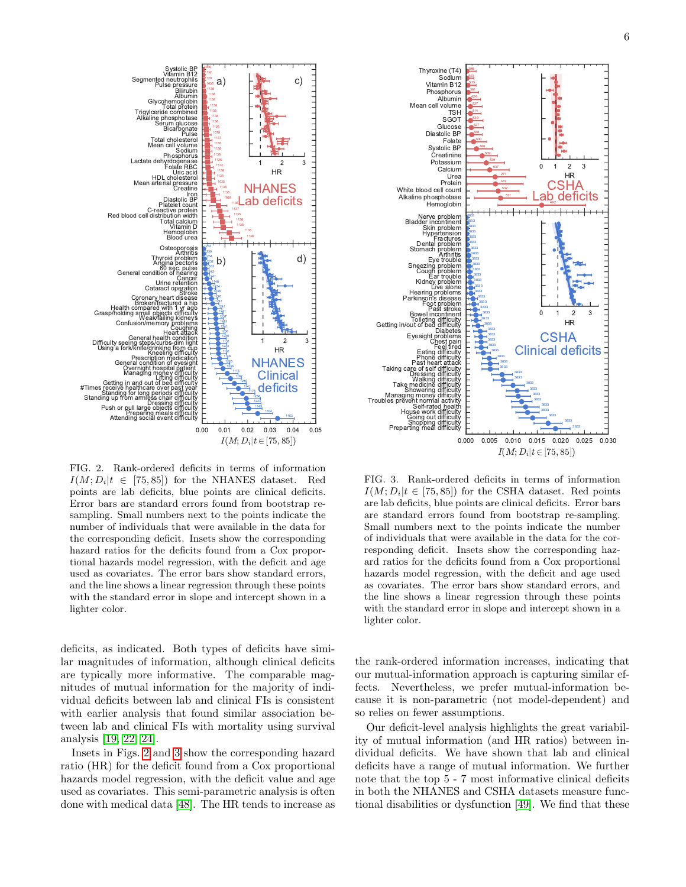FIG. 2. Rank-ordered deficits in terms of information $I(M; D_i | t \in [75, 85])$ for the NHANES dataset. Red points are lab deficits, blue points are clinical deficits. Error bars are standard errors found from bootstrap re-sampling. Small numbers next to the points indicate the number of individuals that were available in the data for the corresponding deficit. Insets show the corresponding hazard ratios for the deficits found from a Cox proportional hazards model regression, with the deficit and age used as covariates. The error bars show standard errors, and the line shows a linear regression through these points with the standard error in slope and intercept shown in a lighter color.

FIG. 3. Rank-ordered deficits in terms of information $I(M; D_i | t \in [75, 85])$ for the CSHA dataset. Red points are lab deficits, blue points are clinical deficits. Error bars are standard errors found from bootstrap re-sampling. Small numbers next to the points indicate the number of individuals that were available in the data for the corresponding deficit. Insets show the corresponding hazard ratios for the deficits found from a Cox proportional hazards model regression, with the deficit and age used as covariates. The error bars show standard errors, and the line shows a linear regression through these points with the standard error in slope and intercept shown in a lighter color.

deficits, as indicated. Both types of deficits have similar magnitudes of information, although clinical deficits are typically more informative. The comparable magnitudes of mutual information for the majority of individual deficits between lab and clinical FIs is consistent with earlier analysis that found similar association between lab and clinical FIs with mortality using survival analysis [19, 22, 24].

Insets in Figs. 2 and 3 show the corresponding hazard ratio (HR) for the deficit found from a Cox proportional hazards model regression, with the deficit value and age used as covariates. This semi-parametric analysis is often done with medical data [48]. The HR tends to increase as the rank-ordered information increases, indicating that our mutual-information approach is capturing similar effects. Nevertheless, we prefer mutual-information because it is non-parametric (not model-dependent) and so relies on fewer assumptions.

Our deficit-level analysis highlights the great variability of mutual information (and HR ratios) between individual deficits. We have shown that lab and clinical deficits have a range of mutual information. We further note that the top 5 - 7 most informative clinical deficits in both the NHANES and CSHA datasets measure functional disabilities or dysfunction [49]. We find that these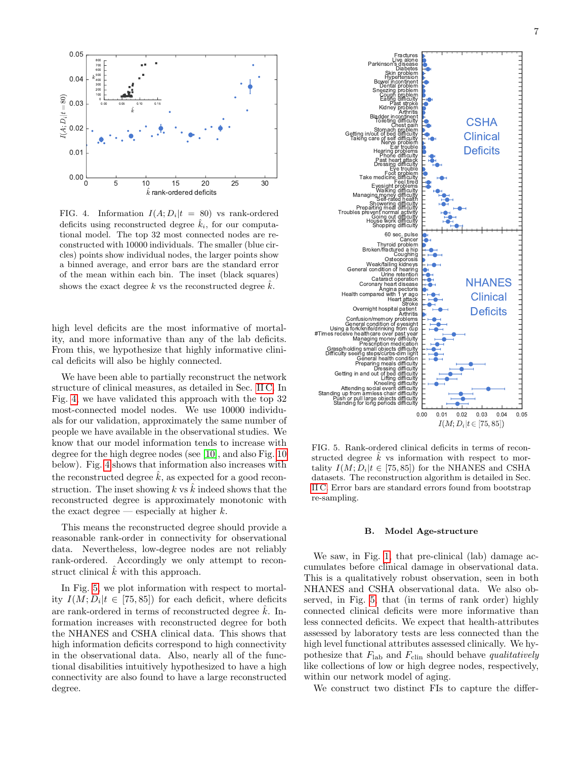FIG. 4. Information $I(A; D_i|t = 80)$ vs rank-ordered deficits using reconstructed degree $\hat{k}_i$, for our computational model. The top 32 most connected nodes are reconstructed with 10000 individuals. The smaller (blue circles) points show individual nodes, the larger points show a binned average, and error bars are the standard error of the mean within each bin. The inset (black squares) shows the exact degree $k$ vs the reconstructed degree $\hat{k}$.

high level deficits are the most informative of mortality, and more informative than any of the lab deficits. From this, we hypothesize that highly informative clinical deficits will also be highly connected.

We have been able to partially reconstruct the network structure of clinical measures, as detailed in Sec. II C. In Fig. 4, we have validated this approach with the top 32 most-connected model nodes. We use 10000 individuals for our validation, approximately the same number of people we have available in the observational studies. We know that our model information tends to increase with degree for the high degree nodes (see [10], and also Fig. 10 below). Fig. 4 shows that information also increases with the reconstructed degree $\hat{k}$, as expected for a good reconstruction. The inset showing $k$ vs $\hat{k}$ indeed shows that the reconstructed degree is approximately monotonic with the exact degree — especially at higher $k$.

This means the reconstructed degree should provide a reasonable rank-order in connectivity for observational data. Nevertheless, low-degree nodes are not reliably rank-ordered. Accordingly we only attempt to reconstruct clinical $\hat{k}$ with this approach.

In Fig. 5, we plot information with respect to mortality $I(M; D_i|t \in [75, 85])$ for each deficit, where deficits are rank-ordered in terms of reconstructed degree $\hat{k}$. Information increases with reconstructed degree for both the NHANES and CSHA clinical data. This shows that high information deficits correspond to high connectivity in the observational data. Also, nearly all of the functional disabilities intuitively hypothesized to have a high connectivity are also found to have a large reconstructed degree.

FIG. 5. Rank-ordered clinical deficits in terms of reconstructed degree $\hat{k}$ vs information with respect to mortality $I(M; D_i|t \in [75, 85])$ for the NHANES and CSHA datasets. The reconstruction algorithm is detailed in Sec. II C. Error bars are standard errors found from bootstrap re-sampling.

### B. Model Age-structure

We saw, in Fig. 1, that pre-clinical (lab) damage accumulates before clinical damage in observational data. This is a qualitatively robust observation, seen in both NHANES and CSHA observational data. We also observed, in Fig. 5, that (in terms of rank order) highly connected clinical deficits were more informative than less connected deficits. We expect that health-attributes assessed by laboratory tests are less connected than the high level functional attributes assessed clinically. We hypothesize that $F_{\mathrm{lab}}$ and $F_{\mathrm{clin}}$ should behave *qualitatively* like collections of low or high degree nodes, respectively, within our network model of aging.

We construct two distinct FIs to capture the differ-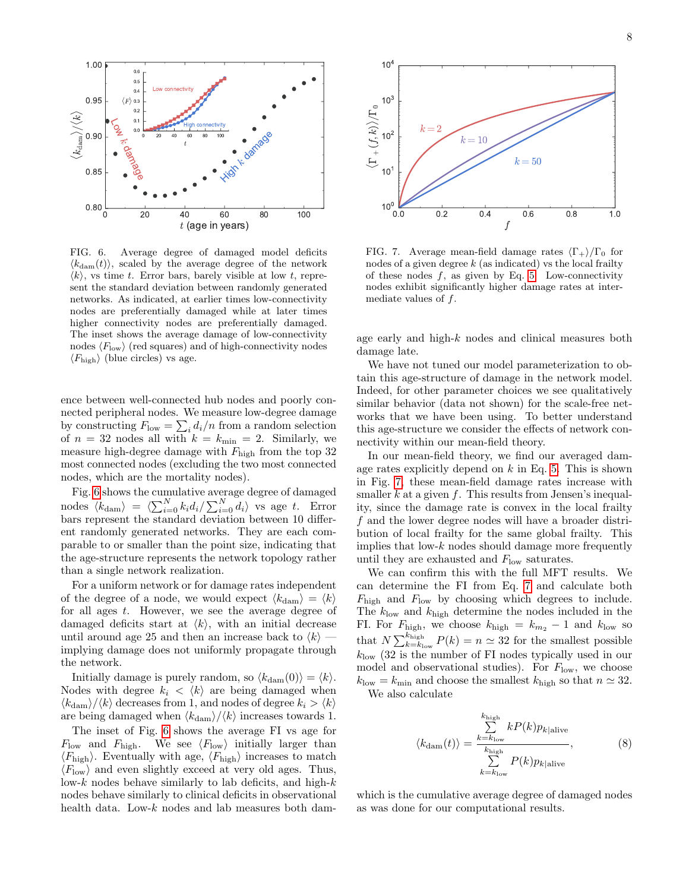FIG. 6. Average degree of damaged model deficits $\langle k_{\rm dam}(t)\rangle$, scaled by the average degree of the network $\langle k\rangle$, vs time $t$. Error bars, barely visible at low $t$, represent the standard deviation between randomly generated networks. As indicated, at earlier times low-connectivity nodes are preferentially damaged while at later times higher connectivity nodes are preferentially damaged. The inset shows the average damage of low-connectivity nodes $\langle F_{\rm low}\rangle$ (red squares) and of high-connectivity nodes $\langle F_{\rm high}\rangle$ (blue circles) vs age.

FIG. 7. Average mean-field damage rates $\langle \Gamma_+\rangle/\Gamma_0$ for nodes of a given degree $k$ (as indicated) vs the local frailty of these nodes $f$, as given by Eq. 5. Low-connectivity nodes exhibit significantly higher damage rates at intermediate values of $f$.

ence between well-connected hub nodes and poorly connected peripheral nodes. We measure low-degree damage by constructing $F_{\rm low} = \sum_i d_i/n$ from a random selection of $n = 32$ nodes all with $k = k_{\rm min} = 2$. Similarly, we measure high-degree damage with $F_{\rm high}$ from the top 32 most connected nodes (excluding the two most connected nodes, which are the mortality nodes).

Fig. 6 shows the cumulative average degree of damaged nodes $\langle k_{\rm dam}\rangle = \langle \sum_{i=0}^N k_i d_i / \sum_{i=0}^N d_i\rangle$ vs age $t$. Error bars represent the standard deviation between 10 different randomly generated networks. They are each comparable to or smaller than the point size, indicating that the age-structure represents the network topology rather than a single network realization.

For a uniform network or for damage rates independent of the degree of a node, we would expect $\langle k_{\rm dam}\rangle = \langle k\rangle$ for all ages $t$. However, we see the average degree of damaged deficits start at $\langle k\rangle$, with an initial decrease until around age 25 and then an increase back to $\langle k\rangle$ — implying damage does not uniformly propagate through the network.

Initially damage is purely random, so $\langle k_{\rm dam}(0)\rangle = \langle k\rangle$. Nodes with degree $k_i < \langle k\rangle$ are being damaged when $\langle k_{\rm dam}\rangle/\langle k\rangle$ decreases from 1, and nodes of degree $k_i > \langle k\rangle$ are being damaged when $\langle k_{\rm dam}\rangle/\langle k\rangle$ increases towards 1.

The inset of Fig. 6 shows the average FI vs age for $F_{\rm low}$ and $F_{\rm high}$. We see $\langle F_{\rm low}\rangle$ initially larger than $\langle F_{\rm high}\rangle$. Eventually with age, $\langle F_{\rm high}\rangle$ increases to match $\langle F_{\rm low}\rangle$ and even slightly exceed at very old ages. Thus, low-$k$ nodes behave similarly to lab deficits, and high-$k$ nodes behave similarly to clinical deficits in observational health data. Low-$k$ nodes and lab measures both damage early and high-$k$ nodes and clinical measures both damage late.

We have not tuned our model parameterization to obtain this age-structure of damage in the network model. Indeed, for other parameter choices we see qualitatively similar behavior (data not shown) for the scale-free networks that we have been using. To better understand this age-structure we consider the effects of network connectivity within our mean-field theory.

In our mean-field theory, we find our averaged damage rates explicitly depend on $k$ in Eq. 5. This is shown in Fig. 7, these mean-field damage rates increase with smaller $k$ at a given $f$. This results from Jensen's inequality, since the damage rate is convex in the local frailty $f$ and the lower degree nodes will have a broader distribution of local frailty for the same global frailty. This implies that low-$k$ nodes should damage more frequently until they are exhausted and $F_{\rm low}$ saturates.

We can confirm this with the full MFT results. We can determine the FI from Eq. 7 and calculate both $F_{\rm high}$ and $F_{\rm low}$ by choosing which degrees to include. The $k_{\rm low}$ and $k_{\rm high}$ determine the nodes included in the FI. For $F_{\rm high}$, we choose $k_{\rm high} = k_{m_2} - 1$ and $k_{\rm low}$ so that $N\sum_{k=k_{\rm low}}^{k_{\rm high}} P(k) = n \simeq 32$ for the smallest possible $k_{\rm low}$ (32 is the number of FI nodes typically used in our model and observational studies). For $F_{\rm low}$, we choose $k_{\rm low} = k_{\rm min}$ and choose the smallest $k_{\rm high}$ so that $n \simeq 32$.

We also calculate

$$\langle k_{\rm dam}(t)\rangle = \frac{\sum\limits_{k=k_{\rm low}}^{k_{\rm high}} kP(k)p_{k|{\rm alive}}}{\sum\limits_{k=k_{\rm low}}^{k_{\rm high}} P(k)p_{k|{\rm alive}}}, \tag{8}$$

which is the cumulative average degree of damaged nodes as was done for our computational results.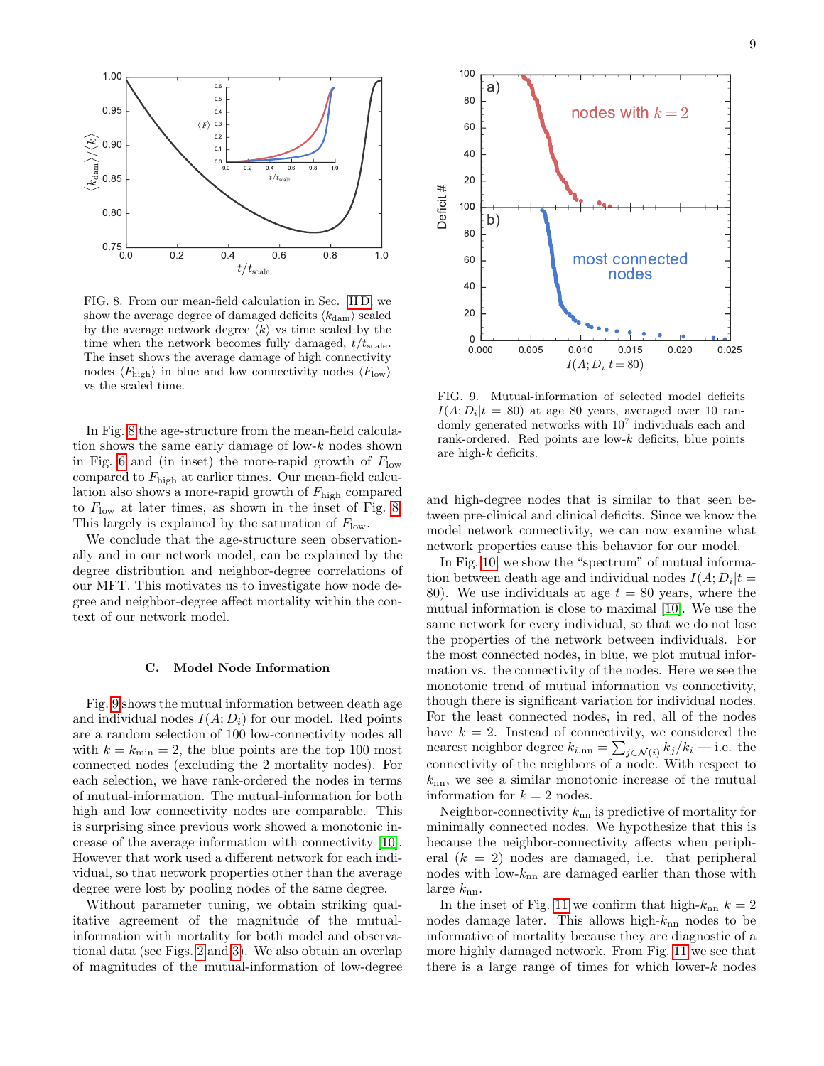FIG. 8. From our mean-field calculation in Sec. IID, we show the average degree of damaged deficits $\langle k_{\mathrm{dam}} \rangle$ scaled by the average network degree $\langle k \rangle$ vs time scaled by the time when the network becomes fully damaged, $t/t_{\mathrm{scale}}$. The inset shows the average damage of high connectivity nodes $\langle F_{\mathrm{high}} \rangle$ in blue and low connectivity nodes $\langle F_{\mathrm{low}} \rangle$ vs the scaled time.

In Fig. 8 the age-structure from the mean-field calculation shows the same early damage of low-$k$ nodes shown in Fig. 6 and (in inset) the more-rapid growth of $F_{\mathrm{low}}$ compared to $F_{\mathrm{high}}$ at earlier times. Our mean-field calculation also shows a more-rapid growth of $F_{\mathrm{high}}$ compared to $F_{\mathrm{low}}$ at later times, as shown in the inset of Fig. 8. This largely is explained by the saturation of $F_{\mathrm{low}}$.

We conclude that the age-structure seen observationally and in our network model, can be explained by the degree distribution and neighbor-degree correlations of our MFT. This motivates us to investigate how node degree and neighbor-degree affect mortality within the context of our network model.

### C. Model Node Information

Fig. 9 shows the mutual information between death age and individual nodes $I(A; D_i)$ for our model. Red points are a random selection of 100 low-connectivity nodes all with $k = k_{\mathrm{min}} = 2$, the blue points are the top 100 most connected nodes (excluding the 2 mortality nodes). For each selection, we have rank-ordered the nodes in terms of mutual-information. The mutual-information for both high and low connectivity nodes are comparable. This is surprising since previous work showed a monotonic increase of the average information with connectivity [10]. However that work used a different network for each individual, so that network properties other than the average degree were lost by pooling nodes of the same degree.

Without parameter tuning, we obtain striking qualitative agreement of the magnitude of the mutual-information with mortality for both model and observational data (see Figs. 2 and 3). We also obtain an overlap of magnitudes of the mutual-information of low-degree and high-degree nodes that is similar to that seen between pre-clinical and clinical deficits. Since we know the model network connectivity, we can now examine what network properties cause this behavior for our model.

FIG. 9. Mutual-information of selected model deficits $I(A; D_i|t = 80)$ at age 80 years, averaged over 10 randomly generated networks with $10^7$ individuals each and rank-ordered. Red points are low-$k$ deficits, blue points are high-$k$ deficits.

In Fig. 10 we show the "spectrum" of mutual information between death age and individual nodes $I(A; D_i|t = 80)$. We use individuals at age $t = 80$ years, where the mutual information is close to maximal [10]. We use the same network for every individual, so that we do not lose the properties of the network between individuals. For the most connected nodes, in blue, we plot mutual information vs. the connectivity of the nodes. Here we see the monotonic trend of mutual information vs connectivity, though there is significant variation for individual nodes. For the least connected nodes, in red, all of the nodes have $k = 2$. Instead of connectivity, we considered the nearest neighbor degree $k_{i,\mathrm{nn}} = \sum_{j \in \mathcal{N}(i)} k_j / k_i$ — i.e. the connectivity of the neighbors of a node. With respect to $k_{\mathrm{nn}}$, we see a similar monotonic increase of the mutual information for $k = 2$ nodes.

Neighbor-connectivity $k_{\mathrm{nn}}$ is predictive of mortality for minimally connected nodes. We hypothesize that this is because the neighbor-connectivity affects when peripheral ($k = 2$) nodes are damaged, i.e. that peripheral nodes with low-$k_{\mathrm{nn}}$ are damaged earlier than those with large $k_{\mathrm{nn}}$.

In the inset of Fig. 11 we confirm that high-$k_{\mathrm{nn}}$ $k = 2$ nodes damage later. This allows high-$k_{\mathrm{nn}}$ nodes to be informative of mortality because they are diagnostic of a more highly damaged network. From Fig. 11 we see that there is a large range of times for which lower-$k$ nodes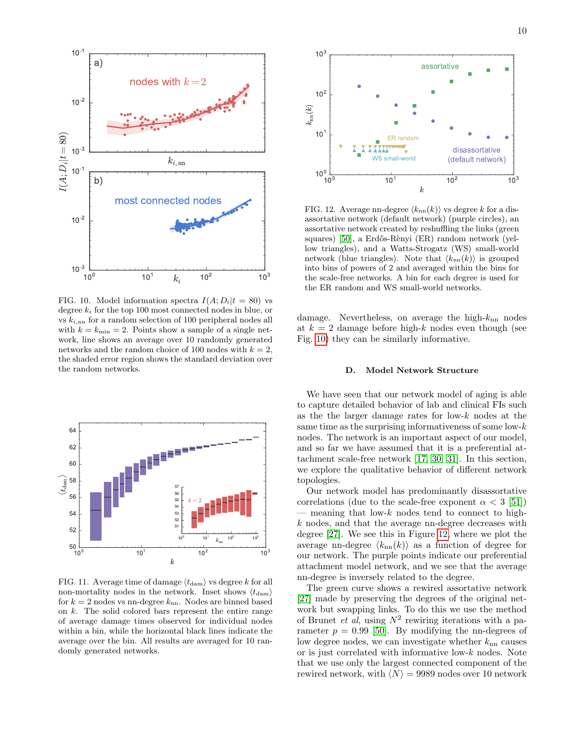FIG. 10. Model information spectra $I(A; D_i|t = 80)$ vs degree $k_i$ for the top 100 most connected nodes in blue, or vs $k_{i,\mathrm{nn}}$ for a random selection of 100 peripheral nodes all with $k = k_{\mathrm{min}} = 2$. Points show a sample of a single network, line shows an average over 10 randomly generated networks and the random choice of 100 nodes with $k = 2$, the shaded error region shows the standard deviation over the random networks.

FIG. 11. Average time of damage $\langle t_{\mathrm{dam}} \rangle$ vs degree $k$ for all non-mortality nodes in the network. Inset shows $\langle t_{\mathrm{dam}} \rangle$ for $k = 2$ nodes vs nn-degree $k_{\mathrm{nn}}$. Nodes are binned based on $k$. The solid colored bars represent the entire range of average damage times observed for individual nodes within a bin, while the horizontal black lines indicate the average over the bin. All results are averaged for 10 randomly generated networks.

FIG. 12. Average nn-degree $\langle k_{\mathrm{nn}}(k) \rangle$ vs degree $k$ for a disassortative network (default network) (purple circles), an assortative network created by reshuffling the links (green squares) [50], a Erdős-Rènyi (ER) random network (yellow triangles), and a Watts-Strogatz (WS) small-world network (blue triangles). Note that $\langle k_{\mathrm{nn}}(k) \rangle$ is grouped into bins of powers of 2 and averaged within the bins for the scale-free networks. A bin for each degree is used for the ER random and WS small-world networks.

damage. Nevertheless, on average the high-$k_{\mathrm{nn}}$ nodes at $k = 2$ damage before high-$k$ nodes even though (see Fig. 10) they can be similarly informative.

### D. Model Network Structure

We have seen that our network model of aging is able to capture detailed behavior of lab and clinical FIs such as the the larger damage rates for low-$k$ nodes at the same time as the surprising informativeness of some low-$k$ nodes. The network is an important aspect of our model, and so far we have assumed that it is a preferential attachment scale-free network [17, 30, 31]. In this section, we explore the qualitative behavior of different network topologies.

Our network model has predominantly disassortative correlations (due to the scale-free exponent $\alpha < 3$ [51]) — meaning that low-$k$ nodes tend to connect to high-$k$ nodes, and that the average nn-degree decreases with degree [27]. We see this in Figure 12, where we plot the average nn-degree $\langle k_{\mathrm{nn}}(k) \rangle$ as a function of degree for our network. The purple points indicate our preferential attachment model network, and we see that the average nn-degree is inversely related to the degree.

The green curve shows a rewired assortative network [27] made by preserving the degrees of the original network but swapping links. To do this we use the method of Brunet *et al*, using $N^2$ rewiring iterations with a parameter $p = 0.99$ [50]. By modifying the nn-degrees of low degree nodes, we can investigate whether $k_{\mathrm{nn}}$ causes or is just correlated with informative low-$k$ nodes. Note that we use only the largest connected component of the rewired network, with $\langle N \rangle = 9989$ nodes over 10 network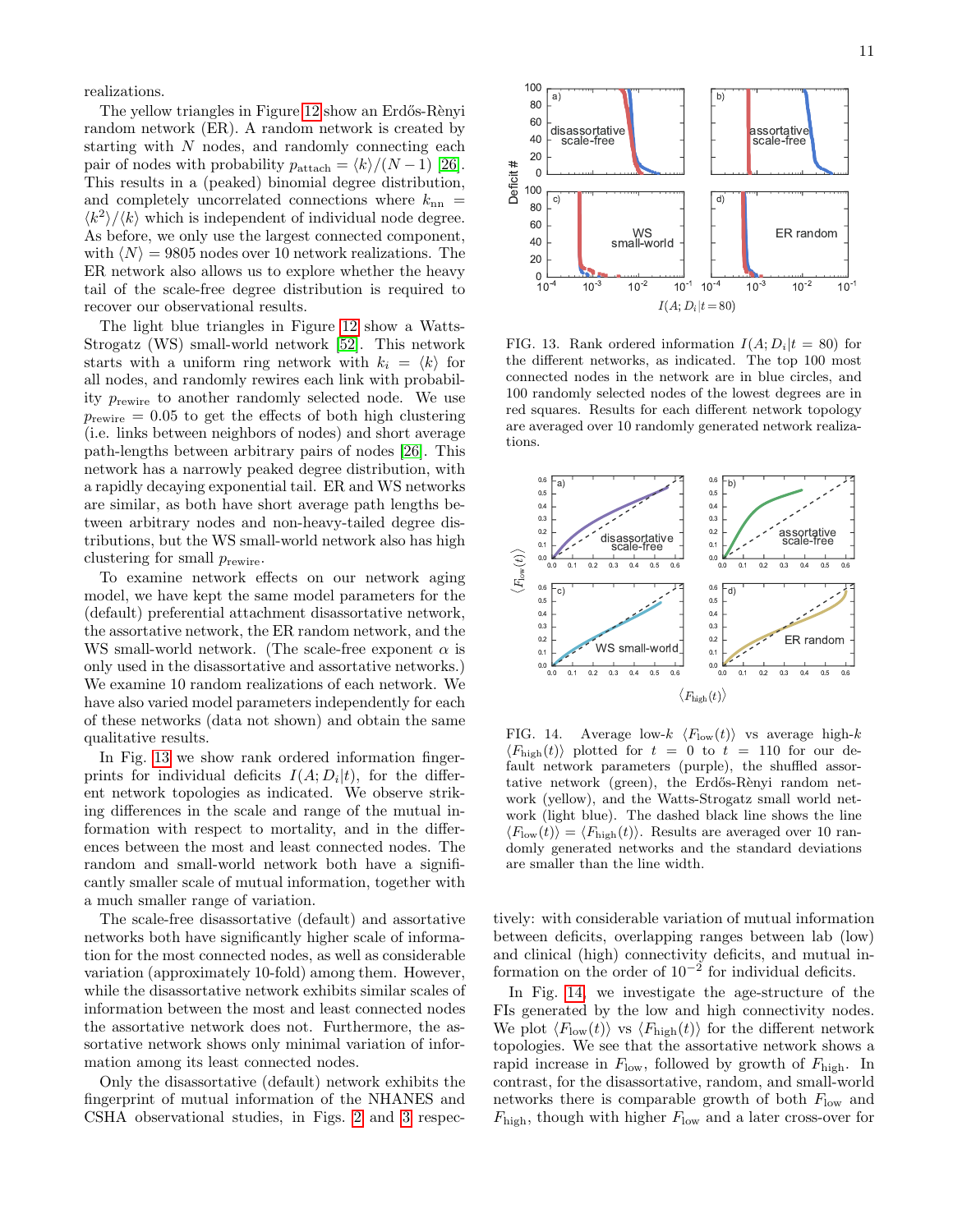realizations.

The yellow triangles in Figure 12 show an Erdős-Rènyi random network (ER). A random network is created by starting with $N$ nodes, and randomly connecting each pair of nodes with probability $p_{\rm attach} = \langle k \rangle/(N-1)$ [26]. This results in a (peaked) binomial degree distribution, and completely uncorrelated connections where $k_{\rm nn} = \langle k^2 \rangle / \langle k \rangle$ which is independent of individual node degree. As before, we only use the largest connected component, with $\langle N \rangle = 9805$ nodes over 10 network realizations. The ER network also allows us to explore whether the heavy tail of the scale-free degree distribution is required to recover our observational results.

The light blue triangles in Figure 12 show a Watts-Strogatz (WS) small-world network [52]. This network starts with a uniform ring network with $k_i = \langle k \rangle$ for all nodes, and randomly rewires each link with probability $p_{\rm rewire}$ to another randomly selected node. We use $p_{\rm rewire} = 0.05$ to get the effects of both high clustering (i.e. links between neighbors of nodes) and short average path-lengths between arbitrary pairs of nodes [26]. This network has a narrowly peaked degree distribution, with a rapidly decaying exponential tail. ER and WS networks are similar, as both have short average path lengths between arbitrary nodes and non-heavy-tailed degree distributions, but the WS small-world network also has high clustering for small $p_{\rm rewire}$.

To examine network effects on our network aging model, we have kept the same model parameters for the (default) preferential attachment disassortative network, the assortative network, the ER random network, and the WS small-world network. (The scale-free exponent $\alpha$ is only used in the disassortative and assortative networks.) We examine 10 random realizations of each network. We have also varied model parameters independently for each of these networks (data not shown) and obtain the same qualitative results.

In Fig. 13 we show rank ordered information fingerprints for individual deficits $I(A; D_i|t)$, for the different network topologies as indicated. We observe striking differences in the scale and range of the mutual information with respect to mortality, and in the differences between the most and least connected nodes. The random and small-world network both have a significantly smaller scale of mutual information, together with a much smaller range of variation.

The scale-free disassortative (default) and assortative networks both have significantly higher scale of information for the most connected nodes, as well as considerable variation (approximately 10-fold) among them. However, while the disassortative network exhibits similar scales of information between the most and least connected nodes the assortative network does not. Furthermore, the assortative network shows only minimal variation of information among its least connected nodes.

Only the disassortative (default) network exhibits the fingerprint of mutual information of the NHANES and CSHA observational studies, in Figs. 2 and 3 respectively: with considerable variation of mutual information between deficits, overlapping ranges between lab (low) and clinical (high) connectivity deficits, and mutual information on the order of $10^{-2}$ for individual deficits.

FIG. 13. Rank ordered information $I(A; D_i|t = 80)$ for the different networks, as indicated. The top 100 most connected nodes in the network are in blue circles, and 100 randomly selected nodes of the lowest degrees are in red squares. Results for each different network topology are averaged over 10 randomly generated network realizations.

FIG. 14. Average low-$k$ $\langle F_{\rm low}(t) \rangle$ vs average high-$k$ $\langle F_{\rm high}(t) \rangle$ plotted for $t = 0$ to $t = 110$ for our default network parameters (purple), the shuffled assortative network (green), the Erdős-Rènyi random network (yellow), and the Watts-Strogatz small world network (light blue). The dashed black line shows the line $\langle F_{\rm low}(t) \rangle = \langle F_{\rm high}(t) \rangle$. Results are averaged over 10 randomly generated networks and the standard deviations are smaller than the line width.

In Fig. 14 we investigate the age-structure of the FIs generated by the low and high connectivity nodes. We plot $\langle F_{\rm low}(t) \rangle$ vs $\langle F_{\rm high}(t) \rangle$ for the different network topologies. We see that the assortative network shows a rapid increase in $F_{\rm low}$, followed by growth of $F_{\rm high}$. In contrast, for the disassortative, random, and small-world networks there is comparable growth of both $F_{\rm low}$ and $F_{\rm high}$, though with higher $F_{\rm low}$ and a later cross-over for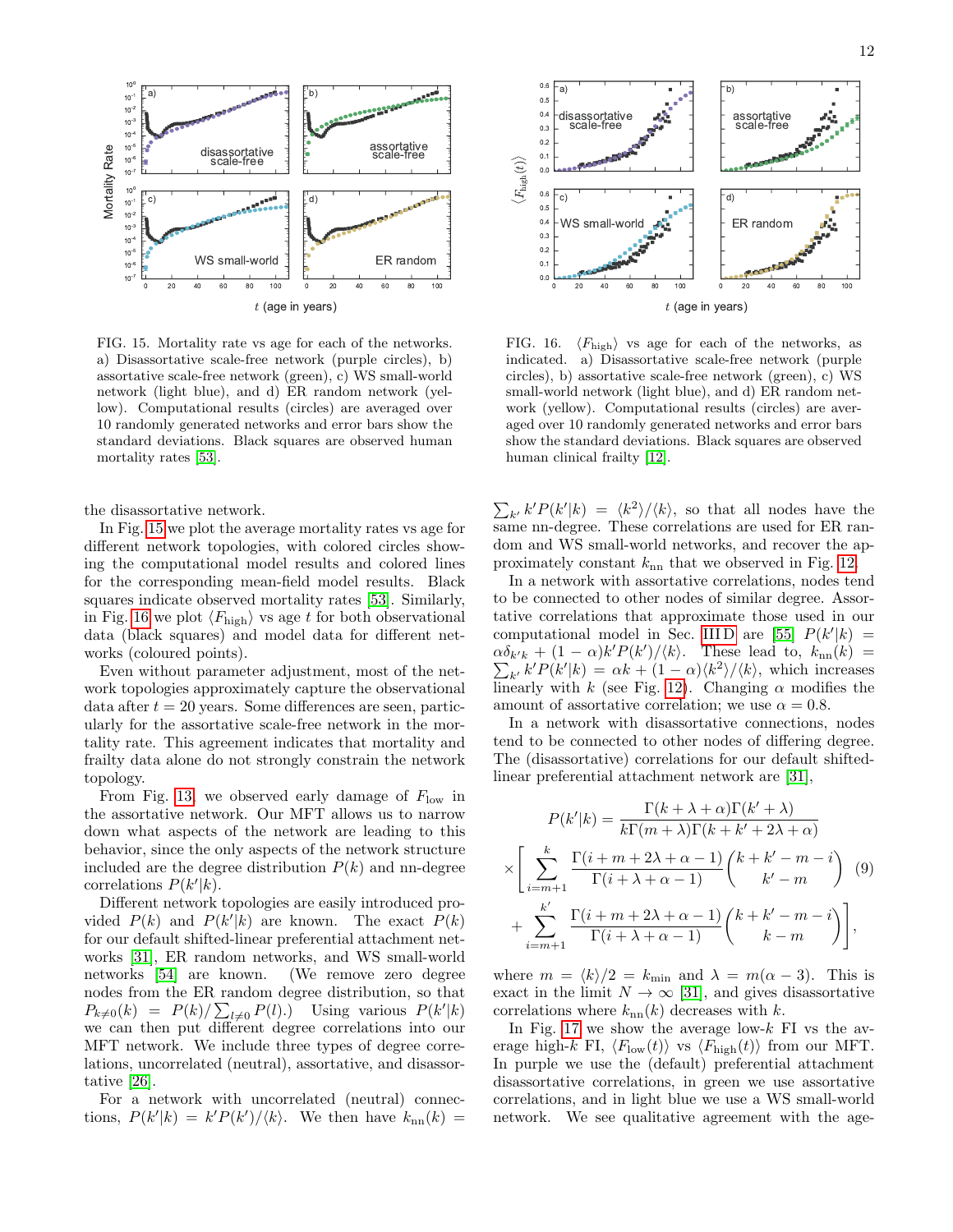FIG. 15. Mortality rate vs age for each of the networks. a) Disassortative scale-free network (purple circles), b) assortative scale-free network (green), c) WS small-world network (light blue), and d) ER random network (yellow). Computational results (circles) are averaged over 10 randomly generated networks and error bars show the standard deviations. Black squares are observed human mortality rates [53].

FIG. 16. $\langle F_{\text{high}} \rangle$ vs age for each of the networks, as indicated. a) Disassortative scale-free network (purple circles), b) assortative scale-free network (green), c) WS small-world network (light blue), and d) ER random network (yellow). Computational results (circles) are averaged over 10 randomly generated networks and error bars show the standard deviations. Black squares are observed human clinical frailty [12].

the disassortative network.

In Fig. 15 we plot the average mortality rates vs age for different network topologies, with colored circles showing the computational model results and colored lines for the corresponding mean-field model results. Black squares indicate observed mortality rates [53]. Similarly, in Fig. 16 we plot $\langle F_{\text{high}} \rangle$ vs age $t$ for both observational data (black squares) and model data for different networks (coloured points).

Even without parameter adjustment, most of the network topologies approximately capture the observational data after $t = 20$ years. Some differences are seen, particularly for the assortative scale-free network in the mortality rate. This agreement indicates that mortality and frailty data alone do not strongly constrain the network topology.

From Fig. 13, we observed early damage of $F_{\text{low}}$ in the assortative network. Our MFT allows us to narrow down what aspects of the network are leading to this behavior, since the only aspects of the network structure included are the degree distribution $P(k)$ and nn-degree correlations $P(k'|k)$.

Different network topologies are easily introduced provided $P(k)$ and $P(k'|k)$ are known. The exact $P(k)$ for our default shifted-linear preferential attachment networks [31], ER random networks, and WS small-world networks [54] are known. (We remove zero degree nodes from the random degree distribution, so that $P_{k\neq 0}(k) = P(k)/\sum_{l\neq 0} P(l)$.) Using various $P(k'|k)$ we can then put different degree correlations into our MFT network. We include three types of degree correlations, uncorrelated (neutral), assortative, and disassortative [26].

For a network with uncorrelated (neutral) connections, $P(k'|k) = k'P(k')/\langle k \rangle$. We then have $k_{\text{nn}}(k) = \sum_{k'} k'P(k'|k) = \langle k^2 \rangle / \langle k \rangle$, so that all nodes have the same nn-degree. These correlations are used for ER random and WS small-world networks, and recover the approximately constant $k_{\text{nn}}$ that we observed in Fig. 12.

In a network with assortative correlations, nodes tend to be connected to other nodes of similar degree. Assortative correlations that approximate those used in our computational model in Sec. III D are [55] $P(k'|k) = \alpha\delta_{k'k} + (1-\alpha)k'P(k')/\langle k \rangle$. These lead to, $k_{\text{nn}}(k) = \sum_{k'} k'P(k'|k) = \alpha k + (1-\alpha)\langle k^2 \rangle / \langle k \rangle$, which increases linearly with $k$ (see Fig. 12). Changing $\alpha$ modifies the amount of assortative correlation; we use $\alpha = 0.8$.

In a network with disassortative connections, nodes tend to be connected to other nodes of differing degree. The (disassortative) correlations for our default shifted-linear preferential attachment network are [31],

$$
\begin{aligned}
P(k'|k) &= \frac{\Gamma(k+\lambda+\alpha)\Gamma(k'+\lambda)}{k\Gamma(m+\lambda)\Gamma(k+k'+2\lambda+\alpha)} \\
&\times \left[ \sum_{i=m+1}^{k} \frac{\Gamma(i+m+2\lambda+\alpha-1)}{\Gamma(i+\lambda+\alpha-1)} \binom{k+k'-m-i}{k'-m} \right. \\
&\left. + \sum_{i=m+1}^{k'} \frac{\Gamma(i+m+2\lambda+\alpha-1)}{\Gamma(i+\lambda+\alpha-1)} \binom{k+k'-m-i}{k-m} \right],
\end{aligned}
\tag{9}
$$

where $m = \langle k \rangle / 2 = k_{\min}$ and $\lambda = m(\alpha - 3)$. This is exact in the limit $N \to \infty$ [31], and gives disassortative correlations where $k_{\text{nn}}(k)$ decreases with $k$.

In Fig. 17 we show the average low-$k$ FI vs the average high-$k$ FI, $\langle F_{\text{low}}(t) \rangle$ vs $\langle F_{\text{high}}(t) \rangle$ from our MFT. In purple we use the (default) preferential attachment disassortative correlations, in green we use assortative correlations, and in light blue we use a WS small-world network. We see qualitative agreement with the age-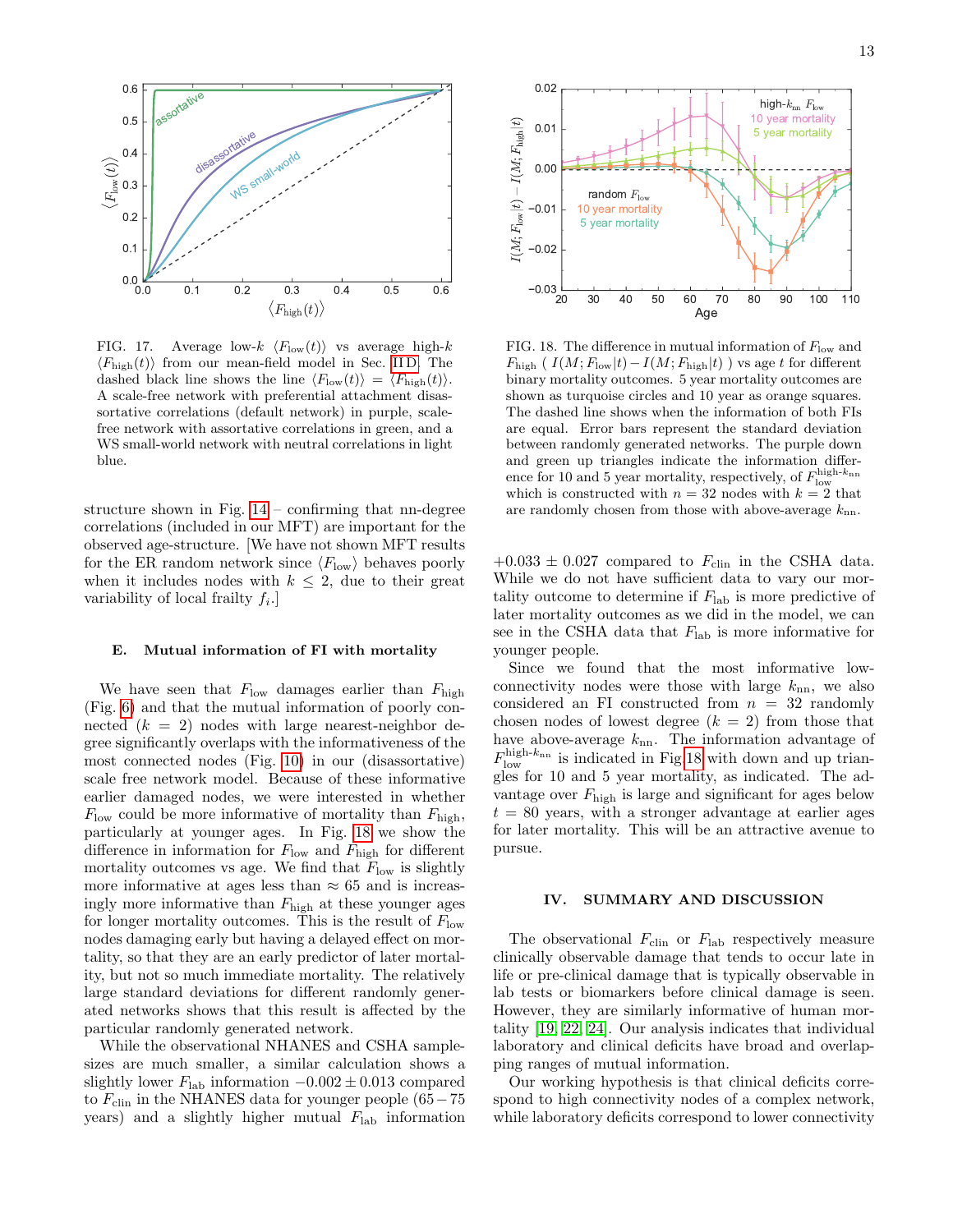FIG. 17. Average low-$k$ $\langle F_{\rm low}(t)\rangle$ vs average high-$k$ $\langle F_{\rm high}(t)\rangle$ from our mean-field model in Sec. II D. The dashed black line shows the line $\langle F_{\rm low}(t)\rangle = \langle F_{\rm high}(t)\rangle$. A scale-free network with preferential attachment disassortative correlations (default network) in purple, scale-free network with assortative correlations in green, and a WS small-world network with neutral correlations in light blue.

FIG. 18. The difference in mutual information of $F_{\rm low}$ and $F_{\rm high}$ ( $I(M; F_{\rm low}|t) - I(M; F_{\rm high}|t)$ ) vs age $t$ for different binary mortality outcomes. 5 year mortality outcomes are shown as turquoise circles and 10 year as orange squares. The dashed line shows when the information of both FIs are equal. Error bars represent the standard deviation between randomly generated networks. The purple down and green up triangles indicate the information difference for 10 and 5 year mortality, respectively, of $F_{\rm low}^{\text{high-}k_{\rm nn}}$ which is constructed with $n = 32$ nodes with $k = 2$ that are randomly chosen from those with above-average $k_{\rm nn}$.

structure shown in Fig. 14 – confirming that nn-degree correlations (included in our MFT) are important for the observed age-structure. [We have not shown MFT results for the ER random network since $\langle F_{\rm low}\rangle$ behaves poorly when it includes nodes with $k \leq 2$, due to their great variability of local frailty $f_i$.]

### E. Mutual information of FI with mortality

We have seen that $F_{\rm low}$ damages earlier than $F_{\rm high}$ (Fig. 6) and that the mutual information of poorly connected ($k = 2$) nodes with large nearest-neighbor degree significantly overlaps with the informativeness of the most connected nodes (Fig. 10) in our (disassortative) scale free network model. Because of these informative earlier damaged nodes, we were interested in whether $F_{\rm low}$ could be more informative of mortality than $F_{\rm high}$, particularly at younger ages. In Fig. 18 we show the difference in information for $F_{\rm low}$ and $F_{\rm high}$ for different mortality outcomes vs age. We find that $F_{\rm low}$ is slightly more informative at ages less than $\approx 65$ and is increasingly more informative than $F_{\rm high}$ at these younger ages for longer mortality outcomes. This is the result of $F_{\rm low}$ nodes damaging early but having a delayed effect on mortality, so that they are an early predictor of later mortality, but not so much immediate mortality. The relatively large standard deviations for different randomly generated networks shows that this result is affected by the particular randomly generated network.

While the observational NHANES and CSHA sample-sizes are much smaller, a similar calculation shows a slightly lower $F_{\rm lab}$ information $-0.002 \pm 0.013$ compared to $F_{\rm clin}$ in the NHANES data for younger people ($65-75$ years) and a slightly higher mutual $F_{\rm lab}$ information $+0.033 \pm 0.027$ compared to $F_{\rm clin}$ in the CSHA data. While we do not have sufficient data to vary our mortality outcome to determine if $F_{\rm lab}$ is more predictive of later mortality outcomes as we did in the model, we can see in the CSHA data that $F_{\rm lab}$ is more informative for younger people.

Since we found that the most informative low-connectivity nodes were those with large $k_{\rm nn}$, we also considered an FI constructed from $n = 32$ randomly chosen nodes of lowest degree ($k = 2$) from those that have above-average $k_{\rm nn}$. The information advantage of $F_{\rm low}^{\text{high-}k_{\rm nn}}$ is indicated in Fig 18 with down and up triangles for 10 and 5 year mortality, as indicated. The advantage over $F_{\rm high}$ is large and significant for ages below $t = 80$ years, with a stronger advantage at earlier ages for later mortality. This will be an attractive avenue to pursue.

## IV. SUMMARY AND DISCUSSION

The observational $F_{\rm clin}$ or $F_{\rm lab}$ respectively measure clinically observable damage that tends to occur late in life or pre-clinical damage that is typically observable in lab tests or biomarkers before clinical damage is seen. However, they are similarly informative of human mortality [19, 22, 24]. Our analysis indicates that individual laboratory and clinical deficits have broad and overlapping ranges of mutual information.

Our working hypothesis is that clinical deficits correspond to high connectivity nodes of a complex network, while laboratory deficits correspond to lower connectivity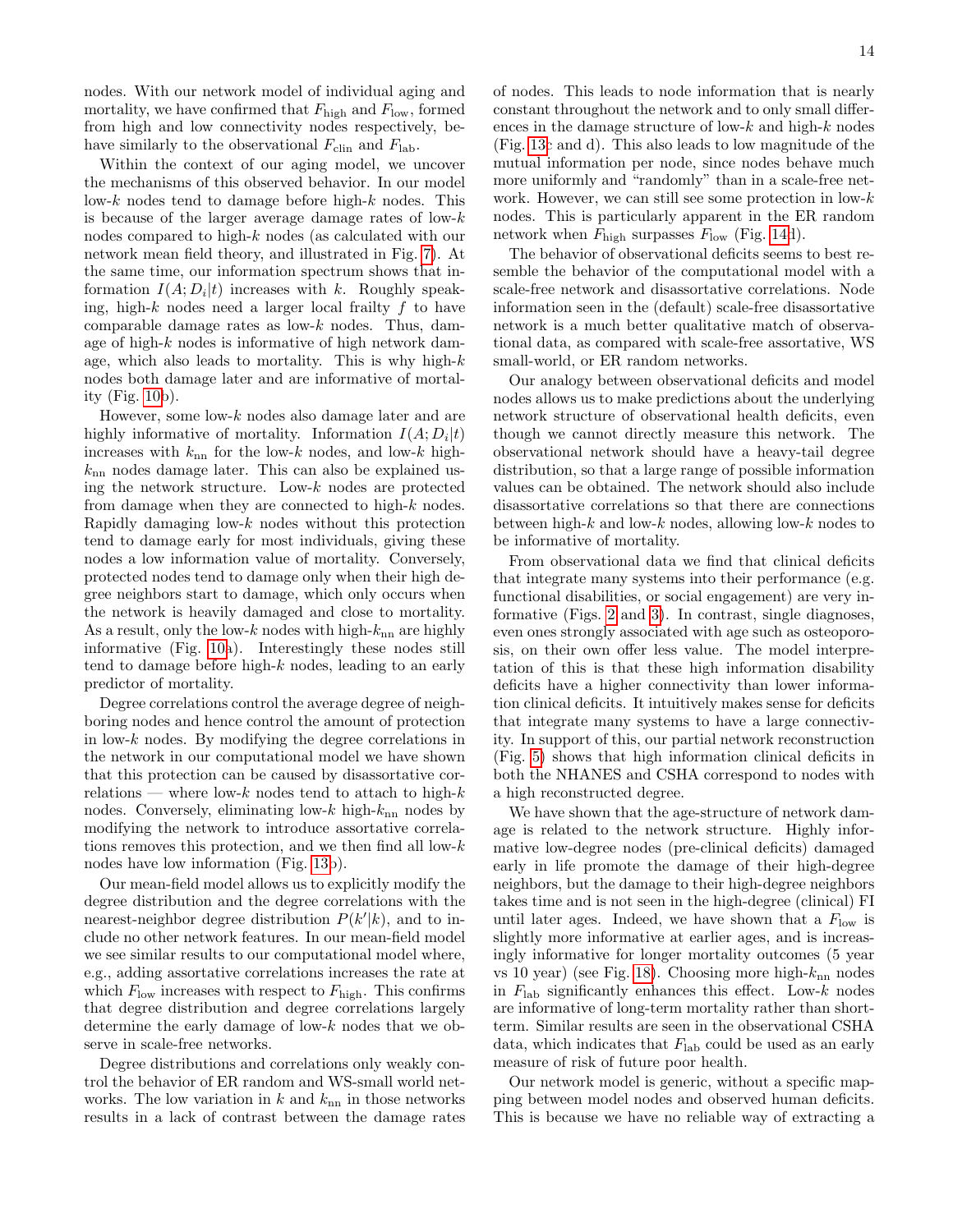nodes. With our network model of individual aging and mortality, we have confirmed that $F_{\mathrm{high}}$ and $F_{\mathrm{low}}$, formed from high and low connectivity nodes respectively, behave similarly to the observational $F_{\mathrm{clin}}$ and $F_{\mathrm{lab}}$.

Within the context of our aging model, we uncover the mechanisms of this observed behavior. In our model low-$k$ nodes tend to damage before high-$k$ nodes. This is because of the larger average damage rates of low-$k$ nodes compared to high-$k$ nodes (as calculated with our network mean field theory, and illustrated in Fig. 7). At the same time, our information spectrum shows that information $I(A; D_i|t)$ increases with $k$. Roughly speaking, high-$k$ nodes need a larger local frailty $f$ to have comparable damage rates as low-$k$ nodes. Thus, damage of high-$k$ nodes is informative of high network damage, which also leads to mortality. This is why high-$k$ nodes both damage later and are informative of mortality (Fig. 10b).

However, some low-$k$ nodes also damage later and are highly informative of mortality. Information $I(A; D_i|t)$ increases with $k_{\mathrm{nn}}$ for the low-$k$ nodes, and low-$k$ high-$k_{\mathrm{nn}}$ nodes damage later. This can also be explained using the network structure. Low-$k$ nodes are protected from damage when they are connected to high-$k$ nodes. Rapidly damaging low-$k$ nodes without this protection tend to damage early for most individuals, giving these nodes a low information value of mortality. Conversely, protected nodes tend to damage only when their high degree neighbors start to damage, which only occurs when the network is heavily damaged and close to mortality. As a result, only the low-$k$ nodes with high-$k_{\mathrm{nn}}$ are highly informative (Fig. 10a). Interestingly these nodes still tend to damage before high-$k$ nodes, leading to an early predictor of mortality.

Degree correlations control the average degree of neighboring nodes and hence control the amount of protection in low-$k$ nodes. By modifying the degree correlations in the network in our computational model we have shown that this protection can be caused by disassortative correlations — where low-$k$ nodes tend to attach to high-$k$ nodes. Conversely, eliminating low-$k$ high-$k_{\mathrm{nn}}$ nodes by modifying the network to introduce assortative correlations removes this protection, and we then find all low-$k$ nodes have low information (Fig. 13b).

Our mean-field model allows us to explicitly modify the degree distribution and the degree correlations with the nearest-neighbor degree distribution $P(k'|k)$, and to include no other network features. In our mean-field model we see similar results to our computational model where, e.g., adding assortative correlations increases the rate at which $F_{\mathrm{low}}$ increases with respect to $F_{\mathrm{high}}$. This confirms that degree distribution and degree correlations largely determine the early damage of low-$k$ nodes that we observe in scale-free networks.

Degree distributions and correlations only weakly control the behavior of ER random and WS-small world networks. The low variation in $k$ and $k_{\mathrm{nn}}$ in those networks results in a lack of contrast between the damage rates of nodes. This leads to node information that is nearly constant throughout the network and to only small differences in the damage structure of low-$k$ and high-$k$ nodes (Fig. 13c and d). This also leads to low magnitude of the mutual information per node, since nodes behave much more uniformly and "randomly" than in a scale-free network. However, we can still see some protection in low-$k$ nodes. This is particularly apparent in the ER random network when $F_{\mathrm{high}}$ surpasses $F_{\mathrm{low}}$ (Fig. 14d).

The behavior of observational deficits seems to best resemble the behavior of the computational model with a scale-free network and disassortative correlations. Node information seen in the (default) scale-free disassortative network is a much better qualitative match of observational data, as compared with scale-free assortative, WS small-world, or ER random networks.

Our analogy between observational deficits and model nodes allows us to make predictions about the underlying network structure of observational health deficits, even though we cannot directly measure this network. The observational network should have a heavy-tail degree distribution, so that a large range of possible information values can be obtained. The network should also include disassortative correlations so that there are connections between high-$k$ and low-$k$ nodes, allowing low-$k$ nodes to be informative of mortality.

From observational data we find that clinical deficits that integrate many systems into their performance (e.g. functional disabilities, or social engagement) are very informative (Figs. 2 and 3). In contrast, single diagnoses, even ones strongly associated with age such as osteoporosis, on their own offer less value. The model interpretation of this is that these high information disability deficits have a higher connectivity than lower information clinical deficits. It intuitively makes sense for deficits that integrate many systems to have a large connectivity. In support of this, our partial network reconstruction (Fig. 5) shows that high information clinical deficits in both the NHANES and CSHA correspond to nodes with a high reconstructed degree.

We have shown that the age-structure of network damage is related to the network structure. Highly informative low-degree nodes (pre-clinical deficits) damaged early in life promote the damage of their high-degree neighbors, but the damage to their high-degree neighbors takes time and is not seen in the high-degree (clinical) FI until later ages. Indeed, we have shown that a $F_{\mathrm{low}}$ is slightly more informative at earlier ages, and is increasingly informative for longer mortality outcomes (5 year vs 10 year) (see Fig. 18). Choosing more high-$k_{\mathrm{nn}}$ nodes in $F_{\mathrm{lab}}$ significantly enhances this effect. Low-$k$ nodes are informative of long-term mortality rather than short-term. Similar results are seen in the observational CSHA data, which indicates that $F_{\mathrm{lab}}$ could be used as an early measure of risk of future poor health.

Our network model is generic, without a specific mapping between model nodes and observed human deficits. This is because we have no reliable way of extracting a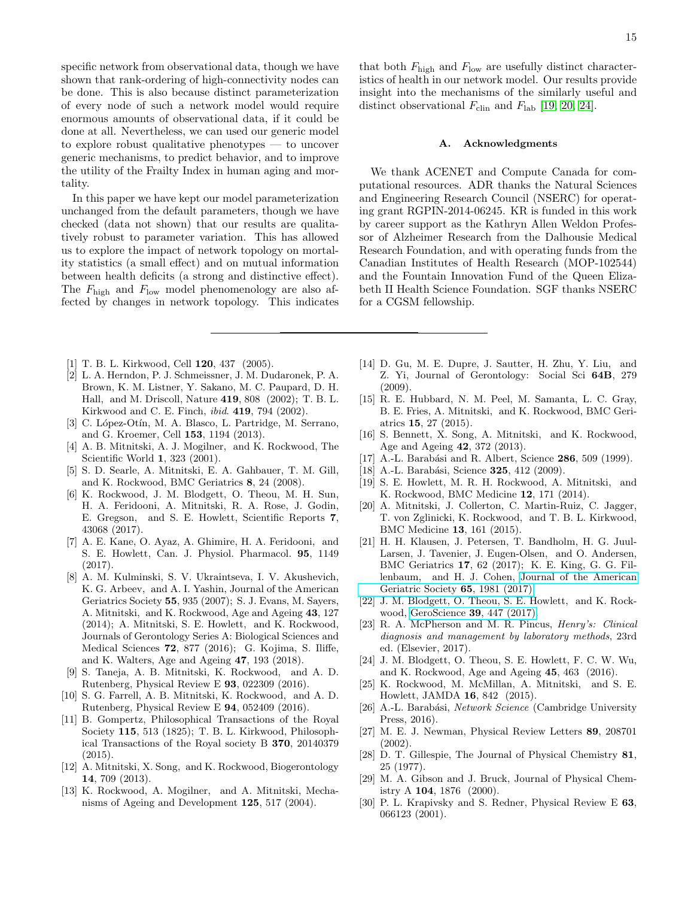specific network from observational data, though we have shown that rank-ordering of high-connectivity nodes can be done. This is also because distinct parameterization of every node of such a network model would require enormous amounts of observational data, if it could be done at all. Nevertheless, we can used our generic model to explore robust qualitative phenotypes — to uncover generic mechanisms, to predict behavior, and to improve the utility of the Frailty Index in human aging and mortality.

In this paper we have kept our model parameterization unchanged from the default parameters, though we have checked (data not shown) that our results are qualitatively robust to parameter variation. This has allowed us to explore the impact of network topology on mortality statistics (a small effect) and on mutual information between health deficits (a strong and distinctive effect). The $F_{\mathrm{high}}$ and $F_{\mathrm{low}}$ model phenomenology are also affected by changes in network topology. This indicates that both $F_{\mathrm{high}}$ and $F_{\mathrm{low}}$ are usefully distinct characteristics of health in our network model. Our results provide insight into the mechanisms of the similarly useful and distinct observational $F_{\mathrm{clin}}$ and $F_{\mathrm{lab}}$ [19, 20, 24].

### A. Acknowledgments

We thank ACENET and Compute Canada for computational resources. ADR thanks the Natural Sciences and Engineering Research Council (NSERC) for operating grant RGPIN-2014-06245. KR is funded in this work by career support as the Kathryn Allen Weldon Professor of Alzheimer Research from the Dalhousie Medical Research Foundation, and with operating funds from the Canadian Institutes of Health Research (MOP-102544) and the Fountain Innovation Fund of the Queen Elizabeth II Health Science Foundation. SGF thanks NSERC for a CGSM fellowship.

---

[1] T. B. L. Kirkwood, Cell **120**, 437 (2005).

[2] L. A. Herndon, P. J. Schmeissner, J. M. Dudaronek, P. A. Brown, K. M. Listner, Y. Sakano, M. C. Paupard, D. H. Hall, and M. Driscoll, Nature **419**, 808 (2002); T. B. L. Kirkwood and C. E. Finch, *ibid.* **419**, 794 (2002).

[3] C. López-Otín, M. A. Blasco, L. Partridge, M. Serrano, and G. Kroemer, Cell **153**, 1194 (2013).

[4] A. B. Mitnitski, A. J. Mogilner, and K. Rockwood, The Scientific World **1**, 323 (2001).

[5] S. D. Searle, A. Mitnitski, E. A. Gahbauer, T. M. Gill, and K. Rockwood, BMC Geriatrics **8**, 24 (2008).

[6] K. Rockwood, J. M. Blodgett, O. Theou, M. H. Sun, H. A. Feridooni, A. Mitnitski, R. A. Rose, J. Godin, E. Gregson, and S. E. Howlett, Scientific Reports **7**, 43068 (2017).

[7] A. E. Kane, O. Ayaz, A. Ghimire, H. A. Feridooni, and S. E. Howlett, Can. J. Physiol. Pharmacol. **95**, 1149 (2017).

[8] A. M. Kulminski, S. V. Ukraintseva, I. V. Akushevich, K. G. Arbeev, and A. I. Yashin, Journal of the American Geriatrics Society **55**, 935 (2007); S. J. Evans, M. Sayers, A. Mitnitski, and K. Rockwood, Age and Ageing **43**, 127 (2014); A. Mitnitski, S. E. Howlett, and K. Rockwood, Journals of Gerontology Series A: Biological Sciences and Medical Sciences **72**, 877 (2016); G. Kojima, S. Iliffe, and K. Walters, Age and Ageing **47**, 193 (2018).

[9] S. Taneja, A. B. Mitnitski, K. Rockwood, and A. D. Rutenberg, Physical Review E **93**, 022309 (2016).

[10] S. G. Farrell, A. B. Mitnitski, K. Rockwood, and A. D. Rutenberg, Physical Review E **94**, 052409 (2016).

[11] B. Gompertz, Philosophical Transactions of the Royal Society **115**, 513 (1825); T. B. L. Kirkwood, Philosophical Transactions of the Royal society B **370**, 20140379 (2015).

[12] A. Mitnitski, X. Song, and K. Rockwood, Biogerontology **14**, 709 (2013).

[13] K. Rockwood, A. Mogilner, and A. Mitnitski, Mechanisms of Ageing and Development **125**, 517 (2004).

[14] D. Gu, M. E. Dupre, J. Sautter, H. Zhu, Y. Liu, and Z. Yi, Journal of Gerontology: Social Sci **64B**, 279 (2009).

[15] R. E. Hubbard, N. M. Peel, M. Samanta, L. C. Gray, B. E. Fries, A. Mitnitski, and K. Rockwood, BMC Geriatrics **15**, 27 (2015).

[16] S. Bennett, X. Song, A. Mitnitski, and K. Rockwood, Age and Ageing **42**, 372 (2013).

[17] A.-L. Barabási and R. Albert, Science **286**, 509 (1999).

[18] A.-L. Barabási, Science **325**, 412 (2009).

[19] S. E. Howlett, M. R. H. Rockwood, A. Mitnitski, and K. Rockwood, BMC Medicine **12**, 171 (2014).

[20] A. Mitnitski, J. Collerton, C. Martin-Ruiz, C. Jagger, T. von Zglinicki, K. Rockwood, and T. B. L. Kirkwood, BMC Medicine **13**, 161 (2015).

[21] H. H. Klausen, J. Petersen, T. Bandholm, H. G. Juul-Larsen, J. Tavenier, J. Eugen-Olsen, and O. Andersen, BMC Geriatrics **17**, 62 (2017); K. E. King, G. G. Fillenbaum, and H. J. Cohen, Journal of the American Geriatric Society **65**, 1981 (2017).

[22] J. M. Blodgett, O. Theou, S. E. Howlett, and K. Rockwood, GeroScience **39**, 447 (2017).

[23] R. A. McPherson and M. R. Pincus, *Henry's: Clinical diagnosis and management by laboratory methods*, 23rd ed. (Elsevier, 2017).

[24] J. M. Blodgett, O. Theou, S. E. Howlett, F. C. W. Wu, and K. Rockwood, Age and Ageing **45**, 463 (2016).

[25] K. Rockwood, M. McMillan, A. Mitnitski, and S. E. Howlett, JAMDA **16**, 842 (2015).

[26] A.-L. Barabási, *Network Science* (Cambridge University Press, 2016).

[27] M. E. J. Newman, Physical Review Letters **89**, 208701 (2002).

[28] D. T. Gillespie, The Journal of Physical Chemistry **81**, 25 (1977).

[29] M. A. Gibson and J. Bruck, Journal of Physical Chemistry A **104**, 1876 (2000).

[30] P. L. Krapivsky and S. Redner, Physical Review E **63**, 066123 (2001).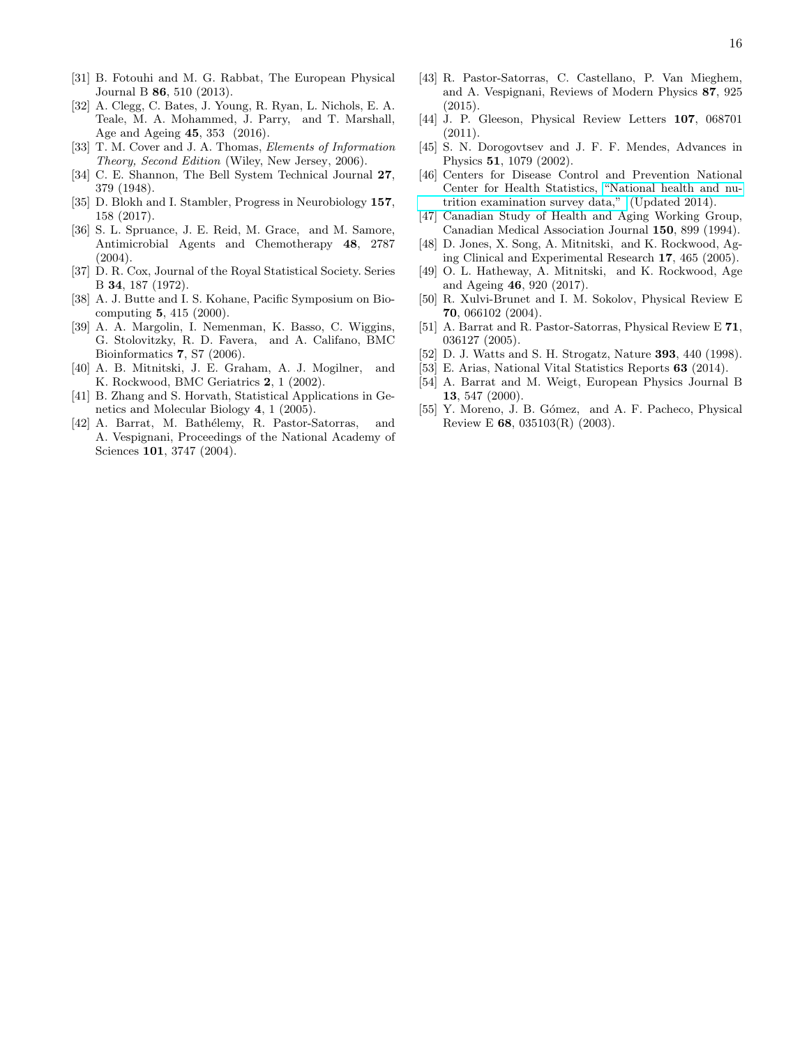[31] B. Fotouhi and M. G. Rabbat, The European Physical Journal B **86**, 510 (2013).

[32] A. Clegg, C. Bates, J. Young, R. Ryan, L. Nichols, E. A. Teale, M. A. Mohammed, J. Parry, and T. Marshall, Age and Ageing **45**, 353 (2016).

[33] T. M. Cover and J. A. Thomas, *Elements of Information Theory, Second Edition* (Wiley, New Jersey, 2006).

[34] C. E. Shannon, The Bell System Technical Journal **27**, 379 (1948).

[35] D. Blokh and I. Stambler, Progress in Neurobiology **157**, 158 (2017).

[36] S. L. Spruance, J. E. Reid, M. Grace, and M. Samore, Antimicrobial Agents and Chemotherapy **48**, 2787 (2004).

[37] D. R. Cox, Journal of the Royal Statistical Society. Series B **34**, 187 (1972).

[38] A. J. Butte and I. S. Kohane, Pacific Symposium on Biocomputing **5**, 415 (2000).

[39] A. A. Margolin, I. Nemenman, K. Basso, C. Wiggins, G. Stolovitzky, R. D. Favera, and A. Califano, BMC Bioinformatics **7**, S7 (2006).

[40] A. B. Mitnitski, J. E. Graham, A. J. Mogilner, and K. Rockwood, BMC Geriatrics **2**, 1 (2002).

[41] B. Zhang and S. Horvath, Statistical Applications in Genetics and Molecular Biology **4**, 1 (2005).

[42] A. Barrat, M. Bathélemy, R. Pastor-Satorras, and A. Vespignani, Proceedings of the National Academy of Sciences **101**, 3747 (2004).

[43] R. Pastor-Satorras, C. Castellano, P. Van Mieghem, and A. Vespignani, Reviews of Modern Physics **87**, 925 (2015).

[44] J. P. Gleeson, Physical Review Letters **107**, 068701 (2011).

[45] S. N. Dorogovtsev and J. F. F. Mendes, Advances in Physics **51**, 1079 (2002).

[46] Centers for Disease Control and Prevention National Center for Health Statistics, "National health and nutrition examination survey data," (Updated 2014).

[47] Canadian Study of Health and Aging Working Group, Canadian Medical Association Journal **150**, 899 (1994).

[48] D. Jones, X. Song, A. Mitnitski, and K. Rockwood, Aging Clinical and Experimental Research **17**, 465 (2005).

[49] O. L. Hatheway, A. Mitnitski, and K. Rockwood, Age and Ageing **46**, 920 (2017).

[50] R. Xulvi-Brunet and I. M. Sokolov, Physical Review E **70**, 066102 (2004).

[51] A. Barrat and R. Pastor-Satorras, Physical Review E **71**, 036127 (2005).

[52] D. J. Watts and S. H. Strogatz, Nature **393**, 440 (1998).

[53] E. Arias, National Vital Statistics Reports **63** (2014).

[54] A. Barrat and M. Weigt, European Physics Journal B **13**, 547 (2000).

[55] Y. Moreno, J. B. Gómez, and A. F. Pacheco, Physical Review E **68**, 035103(R) (2003).